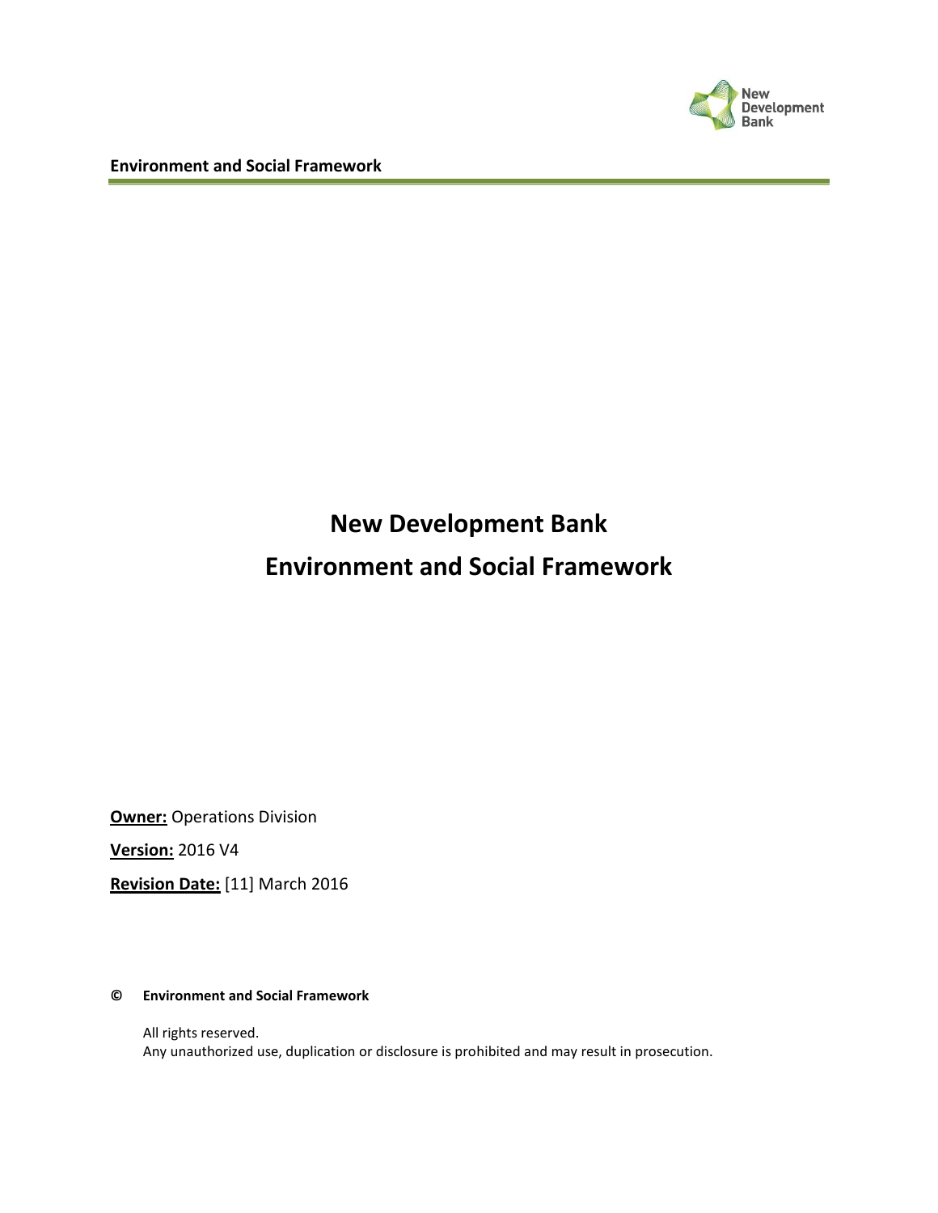# New Development Bank
# Environment and Social Framework

**Owner:** Operations Division

**Version:** 2016 V4

**Revision Date:** [11] March 2016

**© Environment and Social Framework**

All rights reserved.
Any unauthorized use, duplication or disclosure is prohibited and may result in prosecution.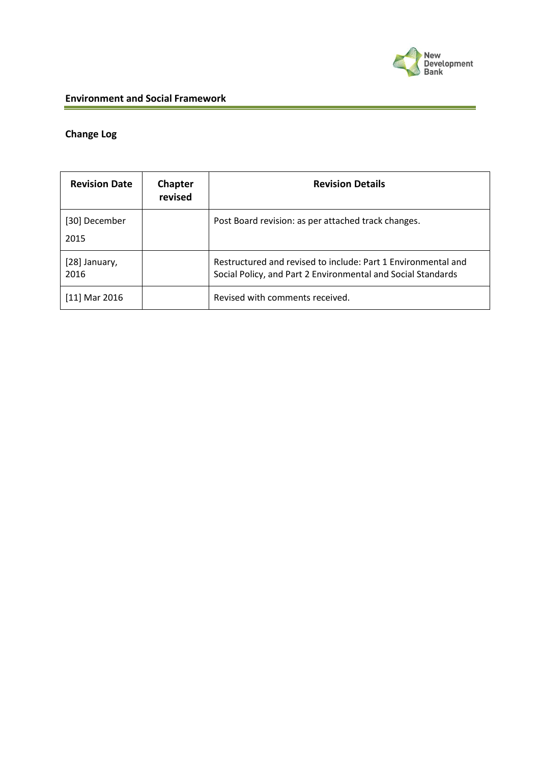## Environment and Social Framework

### Change Log

| Revision Date | Chapter revised | Revision Details |
|---|---|---|
| [30] December 2015 | | Post Board revision: as per attached track changes. |
| [28] January, 2016 | | Restructured and revised to include: Part 1 Environmental and Social Policy, and Part 2 Environmental and Social Standards |
| [11] Mar 2016 | | Revised with comments received. |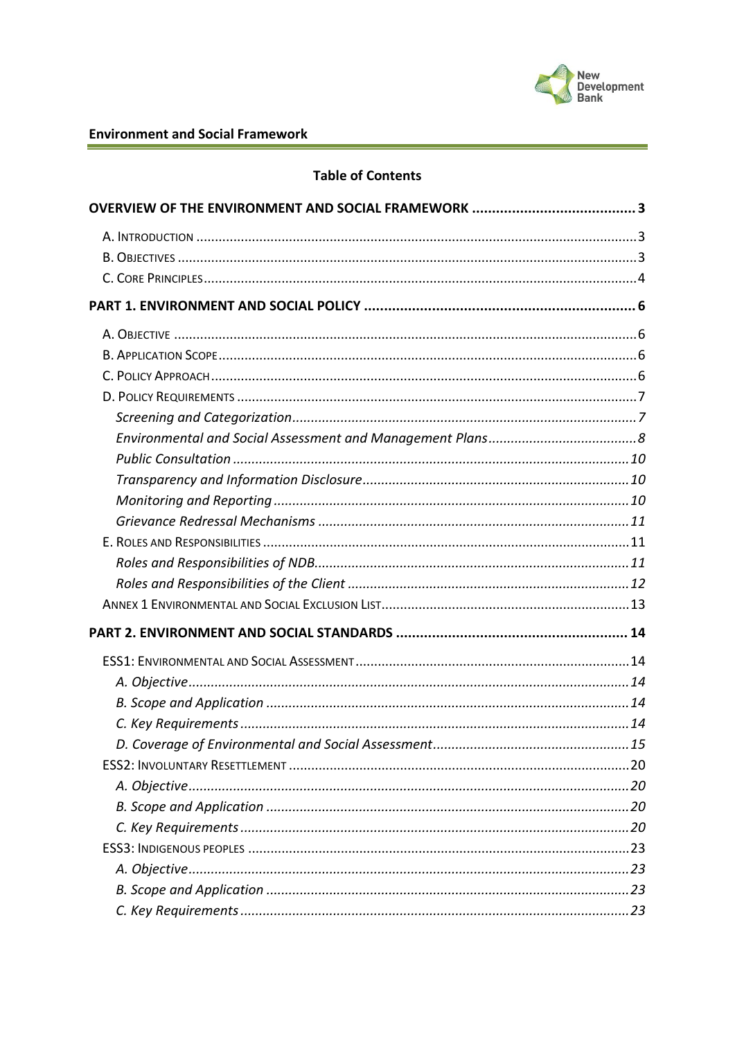## Environment and Social Framework

### Table of Contents

**OVERVIEW OF THE ENVIRONMENT AND SOCIAL FRAMEWORK ........ 3**

- A. Introduction ........ 3
- B. Objectives ........ 3
- C. Core Principles ........ 4

**PART 1. ENVIRONMENT AND SOCIAL POLICY ........ 6**

- A. Objective ........ 6
- B. Application Scope ........ 6
- C. Policy Approach ........ 6
- D. Policy Requirements ........ 7
  - *Screening and Categorization* ........ 7
  - *Environmental and Social Assessment and Management Plans* ........ 8
  - *Public Consultation* ........ 10
  - *Transparency and Information Disclosure* ........ 10
  - *Monitoring and Reporting* ........ 10
  - *Grievance Redressal Mechanisms* ........ 11
- E. Roles and Responsibilities ........ 11
  - *Roles and Responsibilities of NDB* ........ 11
  - *Roles and Responsibilities of the Client* ........ 12
- Annex 1 Environmental and Social Exclusion List ........ 13

**PART 2. ENVIRONMENT AND SOCIAL STANDARDS ........ 14**

- ESS1: Environmental and Social Assessment ........ 14
  - *A. Objective* ........ 14
  - *B. Scope and Application* ........ 14
  - *C. Key Requirements* ........ 14
  - *D. Coverage of Environmental and Social Assessment* ........ 15
- ESS2: Involuntary Resettlement ........ 20
  - *A. Objective* ........ 20
  - *B. Scope and Application* ........ 20
  - *C. Key Requirements* ........ 20
- ESS3: Indigenous Peoples ........ 23
  - *A. Objective* ........ 23
  - *B. Scope and Application* ........ 23
  - *C. Key Requirements* ........ 23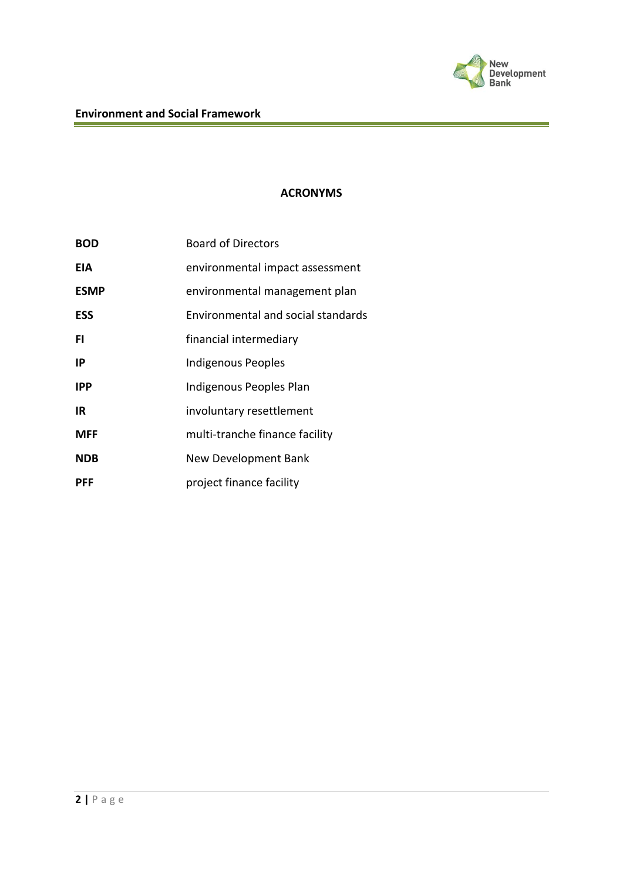## ACRONYMS

| | |
|---|---|
| **BOD** | Board of Directors |
| **EIA** | environmental impact assessment |
| **ESMP** | environmental management plan |
| **ESS** | Environmental and social standards |
| **FI** | financial intermediary |
| **IP** | Indigenous Peoples |
| **IPP** | Indigenous Peoples Plan |
| **IR** | involuntary resettlement |
| **MFF** | multi-tranche finance facility |
| **NDB** | New Development Bank |
| **PFF** | project finance facility |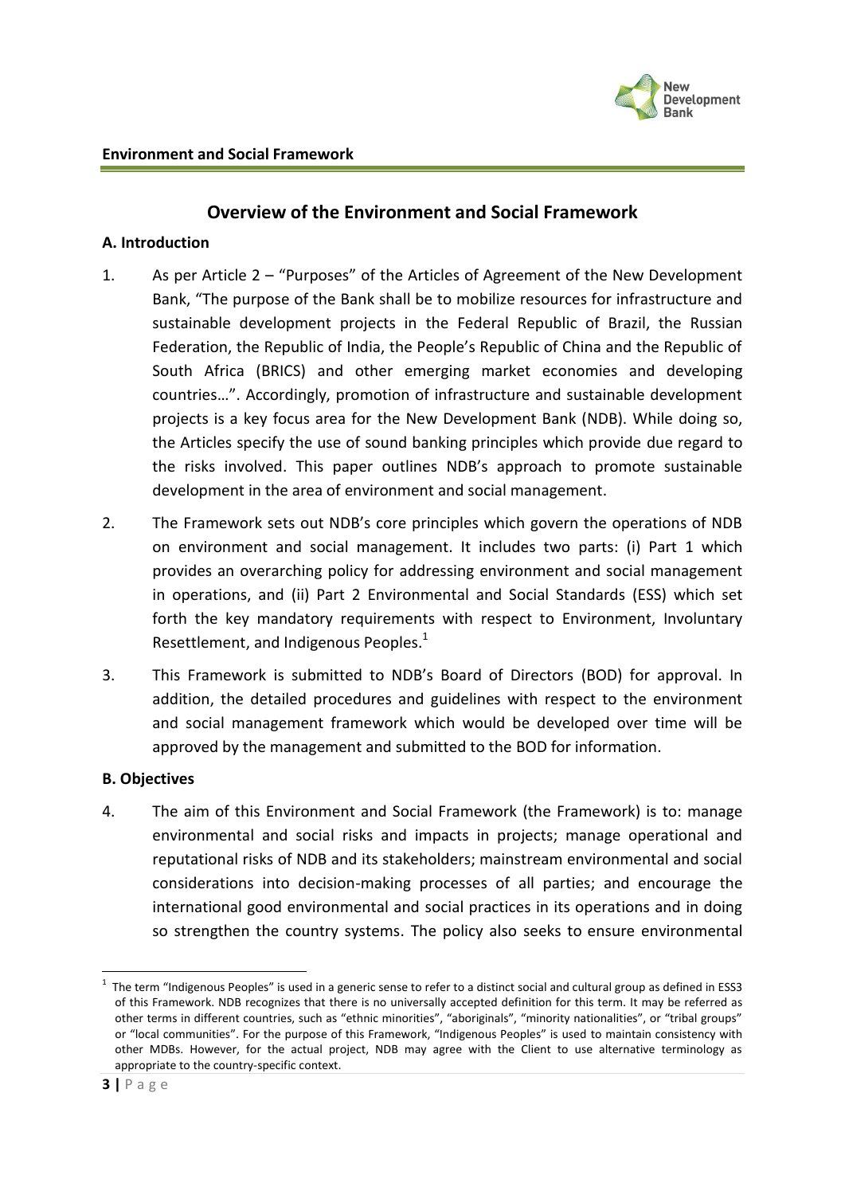# Overview of the Environment and Social Framework

## A. Introduction

1. As per Article 2 – "Purposes" of the Articles of Agreement of the New Development Bank, "The purpose of the Bank shall be to mobilize resources for infrastructure and sustainable development projects in the Federal Republic of Brazil, the Russian Federation, the Republic of India, the People's Republic of China and the Republic of South Africa (BRICS) and other emerging market economies and developing countries…". Accordingly, promotion of infrastructure and sustainable development projects is a key focus area for the New Development Bank (NDB). While doing so, the Articles specify the use of sound banking principles which provide due regard to the risks involved. This paper outlines NDB's approach to promote sustainable development in the area of environment and social management.

2. The Framework sets out NDB's core principles which govern the operations of NDB on environment and social management. It includes two parts: (i) Part 1 which provides an overarching policy for addressing environment and social management in operations, and (ii) Part 2 Environmental and Social Standards (ESS) which set forth the key mandatory requirements with respect to Environment, Involuntary Resettlement, and Indigenous Peoples.[1]

3. This Framework is submitted to NDB's Board of Directors (BOD) for approval. In addition, the detailed procedures and guidelines with respect to the environment and social management framework which would be developed over time will be approved by the management and submitted to the BOD for information.

## B. Objectives

4. The aim of this Environment and Social Framework (the Framework) is to: manage environmental and social risks and impacts in projects; manage operational and reputational risks of NDB and its stakeholders; mainstream environmental and social considerations into decision-making processes of all parties; and encourage the international good environmental and social practices in its operations and in doing so strengthen the country systems. The policy also seeks to ensure environmental

[1] The term "Indigenous Peoples" is used in a generic sense to refer to a distinct social and cultural group as defined in ESS3 of this Framework. NDB recognizes that there is no universally accepted definition for this term. It may be referred as other terms in different countries, such as "ethnic minorities", "aboriginals", "minority nationalities", or "tribal groups" or "local communities". For the purpose of this Framework, "Indigenous Peoples" is used to maintain consistency with other MDBs. However, for the actual project, NDB may agree with the Client to use alternative terminology as appropriate to the country-specific context.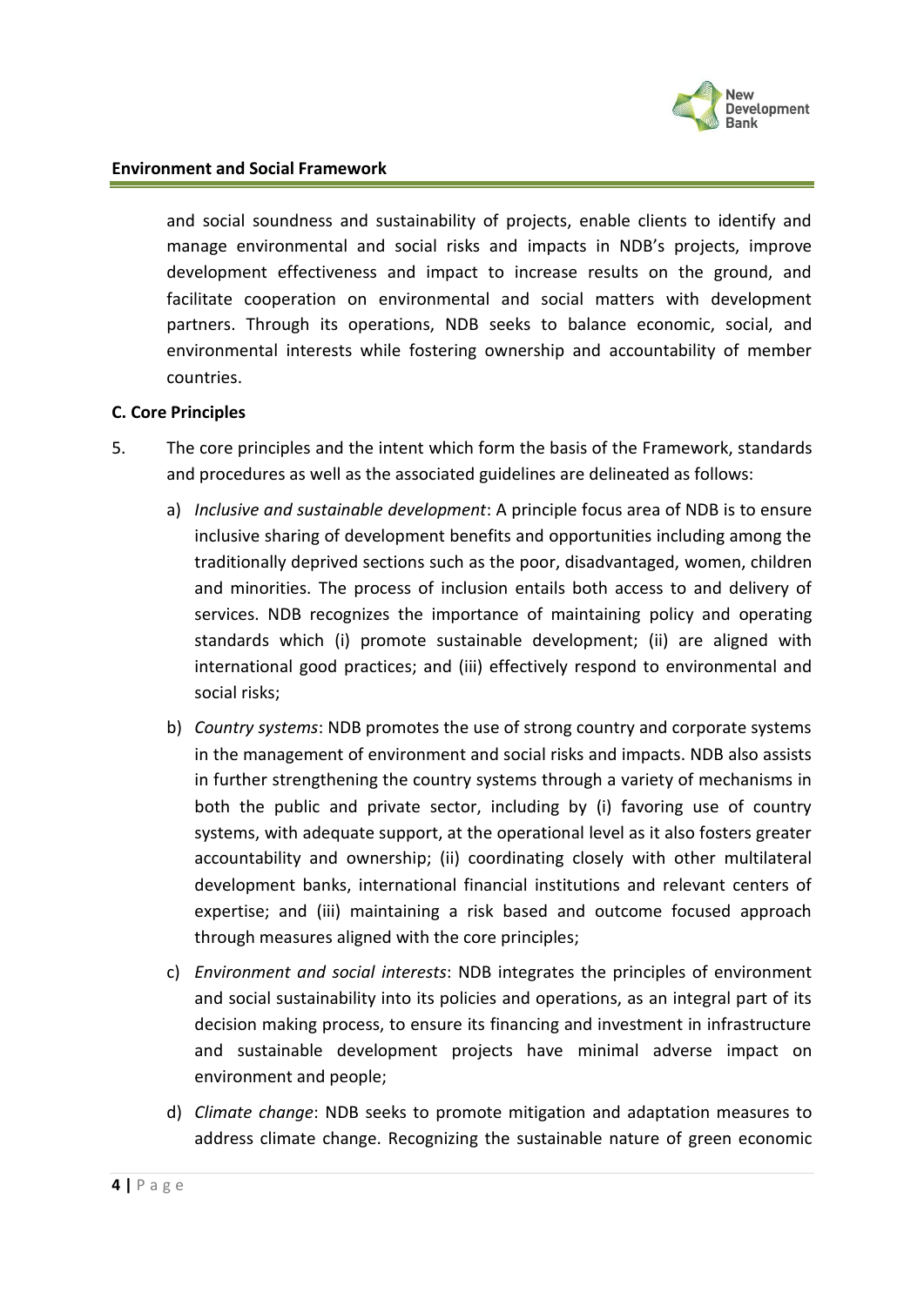and social soundness and sustainability of projects, enable clients to identify and manage environmental and social risks and impacts in NDB's projects, improve development effectiveness and impact to increase results on the ground, and facilitate cooperation on environmental and social matters with development partners. Through its operations, NDB seeks to balance economic, social, and environmental interests while fostering ownership and accountability of member countries.

**C. Core Principles**

5. The core principles and the intent which form the basis of the Framework, standards and procedures as well as the associated guidelines are delineated as follows:

   a) *Inclusive and sustainable development*: A principle focus area of NDB is to ensure inclusive sharing of development benefits and opportunities including among the traditionally deprived sections such as the poor, disadvantaged, women, children and minorities. The process of inclusion entails both access to and delivery of services. NDB recognizes the importance of maintaining policy and operating standards which (i) promote sustainable development; (ii) are aligned with international good practices; and (iii) effectively respond to environmental and social risks;

   b) *Country systems*: NDB promotes the use of strong country and corporate systems in the management of environment and social risks and impacts. NDB also assists in further strengthening the country systems through a variety of mechanisms in both the public and private sector, including by (i) favoring use of country systems, with adequate support, at the operational level as it also fosters greater accountability and ownership; (ii) coordinating closely with other multilateral development banks, international financial institutions and relevant centers of expertise; and (iii) maintaining a risk based and outcome focused approach through measures aligned with the core principles;

   c) *Environment and social interests*: NDB integrates the principles of environment and social sustainability into its policies and operations, as an integral part of its decision making process, to ensure its financing and investment in infrastructure and sustainable development projects have minimal adverse impact on environment and people;

   d) *Climate change*: NDB seeks to promote mitigation and adaptation measures to address climate change. Recognizing the sustainable nature of green economic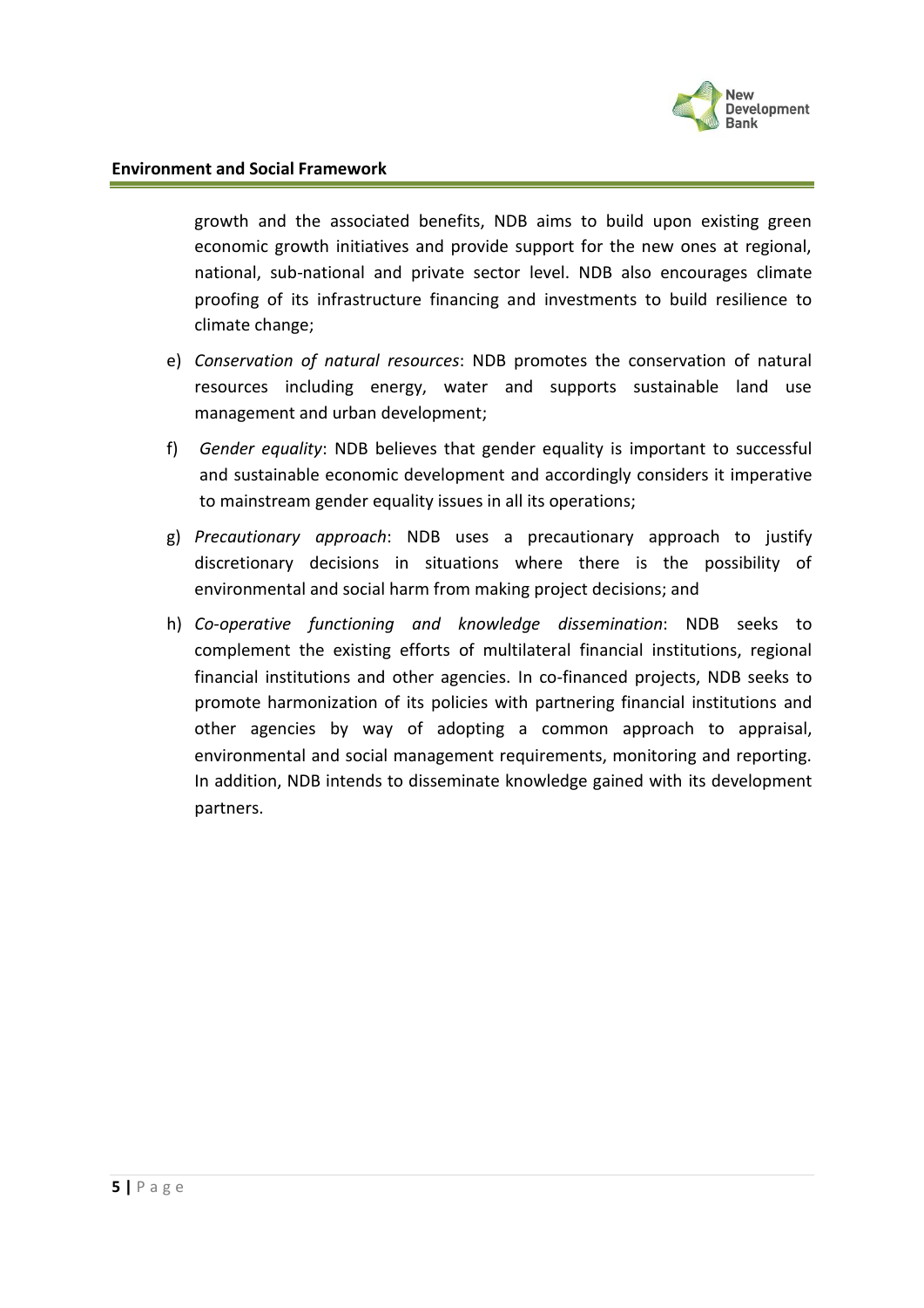growth and the associated benefits, NDB aims to build upon existing green economic growth initiatives and provide support for the new ones at regional, national, sub-national and private sector level. NDB also encourages climate proofing of its infrastructure financing and investments to build resilience to climate change;

e) *Conservation of natural resources*: NDB promotes the conservation of natural resources including energy, water and supports sustainable land use management and urban development;

f) *Gender equality*: NDB believes that gender equality is important to successful and sustainable economic development and accordingly considers it imperative to mainstream gender equality issues in all its operations;

g) *Precautionary approach*: NDB uses a precautionary approach to justify discretionary decisions in situations where there is the possibility of environmental and social harm from making project decisions; and

h) *Co-operative functioning and knowledge dissemination*: NDB seeks to complement the existing efforts of multilateral financial institutions, regional financial institutions and other agencies. In co-financed projects, NDB seeks to promote harmonization of its policies with partnering financial institutions and other agencies by way of adopting a common approach to appraisal, environmental and social management requirements, monitoring and reporting. In addition, NDB intends to disseminate knowledge gained with its development partners.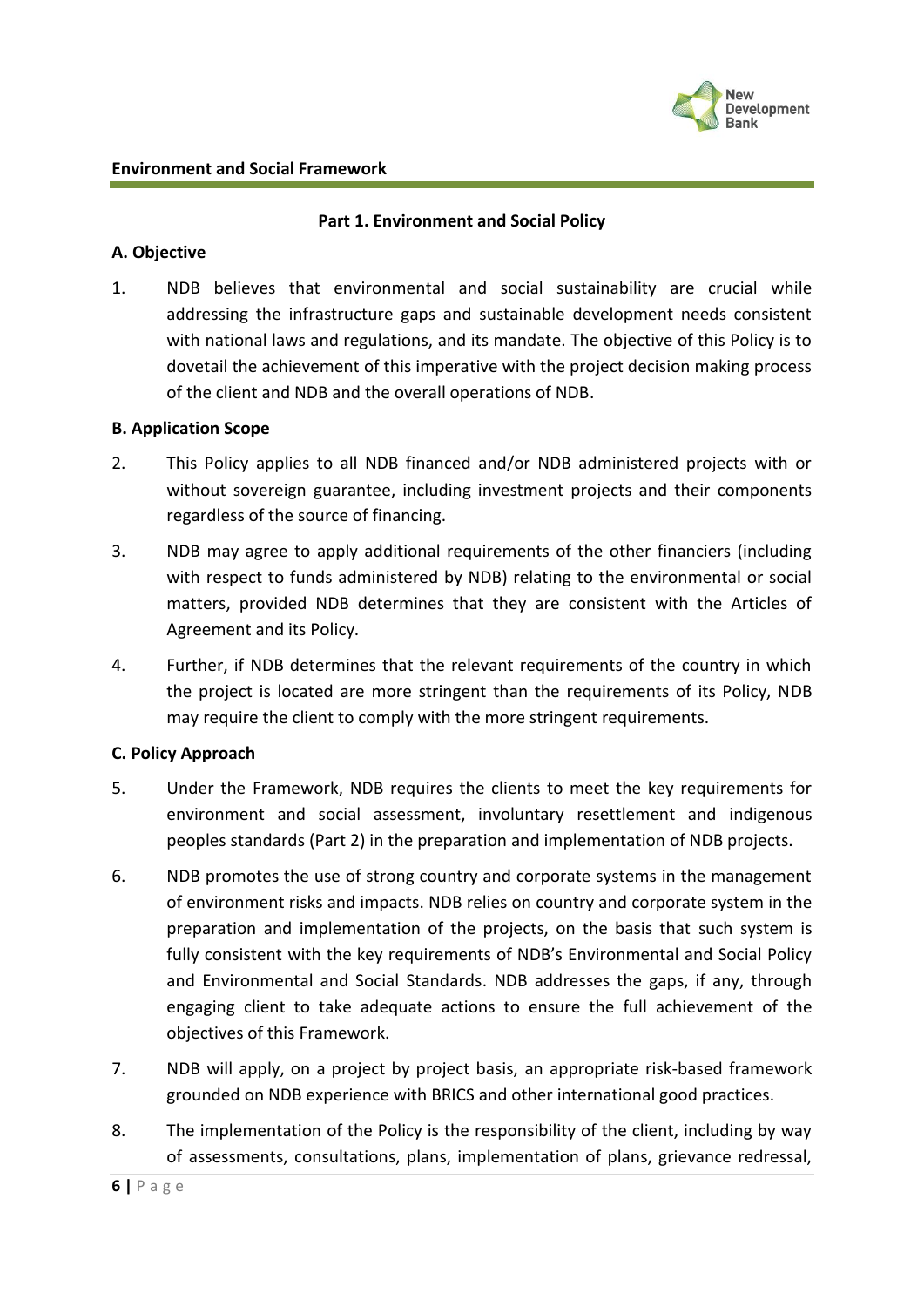## Part 1. Environment and Social Policy

### A. Objective

1. NDB believes that environmental and social sustainability are crucial while addressing the infrastructure gaps and sustainable development needs consistent with national laws and regulations, and its mandate. The objective of this Policy is to dovetail the achievement of this imperative with the project decision making process of the client and NDB and the overall operations of NDB.

### B. Application Scope

2. This Policy applies to all NDB financed and/or NDB administered projects with or without sovereign guarantee, including investment projects and their components regardless of the source of financing.

3. NDB may agree to apply additional requirements of the other financiers (including with respect to funds administered by NDB) relating to the environmental or social matters, provided NDB determines that they are consistent with the Articles of Agreement and its Policy.

4. Further, if NDB determines that the relevant requirements of the country in which the project is located are more stringent than the requirements of its Policy, NDB may require the client to comply with the more stringent requirements.

### C. Policy Approach

5. Under the Framework, NDB requires the clients to meet the key requirements for environment and social assessment, involuntary resettlement and indigenous peoples standards (Part 2) in the preparation and implementation of NDB projects.

6. NDB promotes the use of strong country and corporate systems in the management of environment risks and impacts. NDB relies on country and corporate system in the preparation and implementation of the projects, on the basis that such system is fully consistent with the key requirements of NDB's Environmental and Social Policy and Environmental and Social Standards. NDB addresses the gaps, if any, through engaging client to take adequate actions to ensure the full achievement of the objectives of this Framework.

7. NDB will apply, on a project by project basis, an appropriate risk-based framework grounded on NDB experience with BRICS and other international good practices.

8. The implementation of the Policy is the responsibility of the client, including by way of assessments, consultations, plans, implementation of plans, grievance redressal,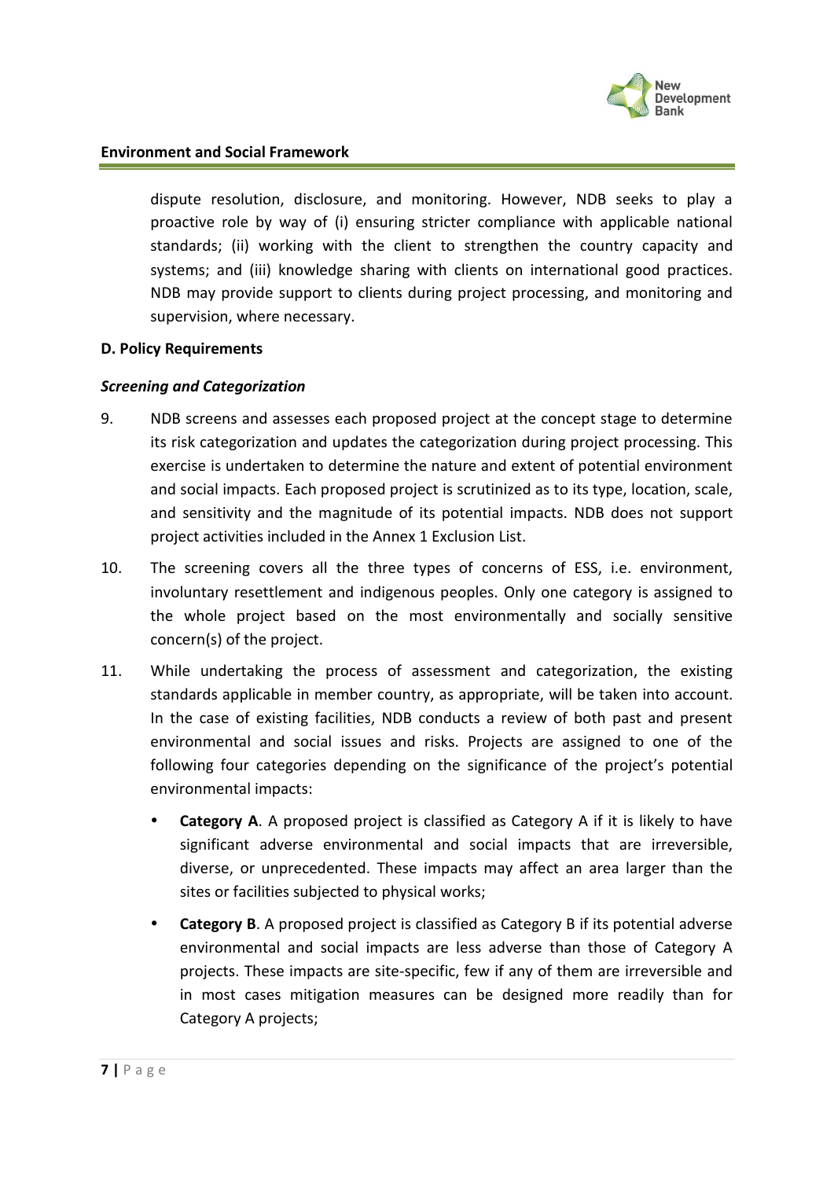dispute resolution, disclosure, and monitoring. However, NDB seeks to play a proactive role by way of (i) ensuring stricter compliance with applicable national standards; (ii) working with the client to strengthen the country capacity and systems; and (iii) knowledge sharing with clients on international good practices. NDB may provide support to clients during project processing, and monitoring and supervision, where necessary.

### D. Policy Requirements

#### *Screening and Categorization*

9. NDB screens and assesses each proposed project at the concept stage to determine its risk categorization and updates the categorization during project processing. This exercise is undertaken to determine the nature and extent of potential environment and social impacts. Each proposed project is scrutinized as to its type, location, scale, and sensitivity and the magnitude of its potential impacts. NDB does not support project activities included in the Annex 1 Exclusion List.

10. The screening covers all the three types of concerns of ESS, i.e. environment, involuntary resettlement and indigenous peoples. Only one category is assigned to the whole project based on the most environmentally and socially sensitive concern(s) of the project.

11. While undertaking the process of assessment and categorization, the existing standards applicable in member country, as appropriate, will be taken into account. In the case of existing facilities, NDB conducts a review of both past and present environmental and social issues and risks. Projects are assigned to one of the following four categories depending on the significance of the project's potential environmental impacts:

    - **Category A**. A proposed project is classified as Category A if it is likely to have significant adverse environmental and social impacts that are irreversible, diverse, or unprecedented. These impacts may affect an area larger than the sites or facilities subjected to physical works;
    - **Category B**. A proposed project is classified as Category B if its potential adverse environmental and social impacts are less adverse than those of Category A projects. These impacts are site-specific, few if any of them are irreversible and in most cases mitigation measures can be designed more readily than for Category A projects;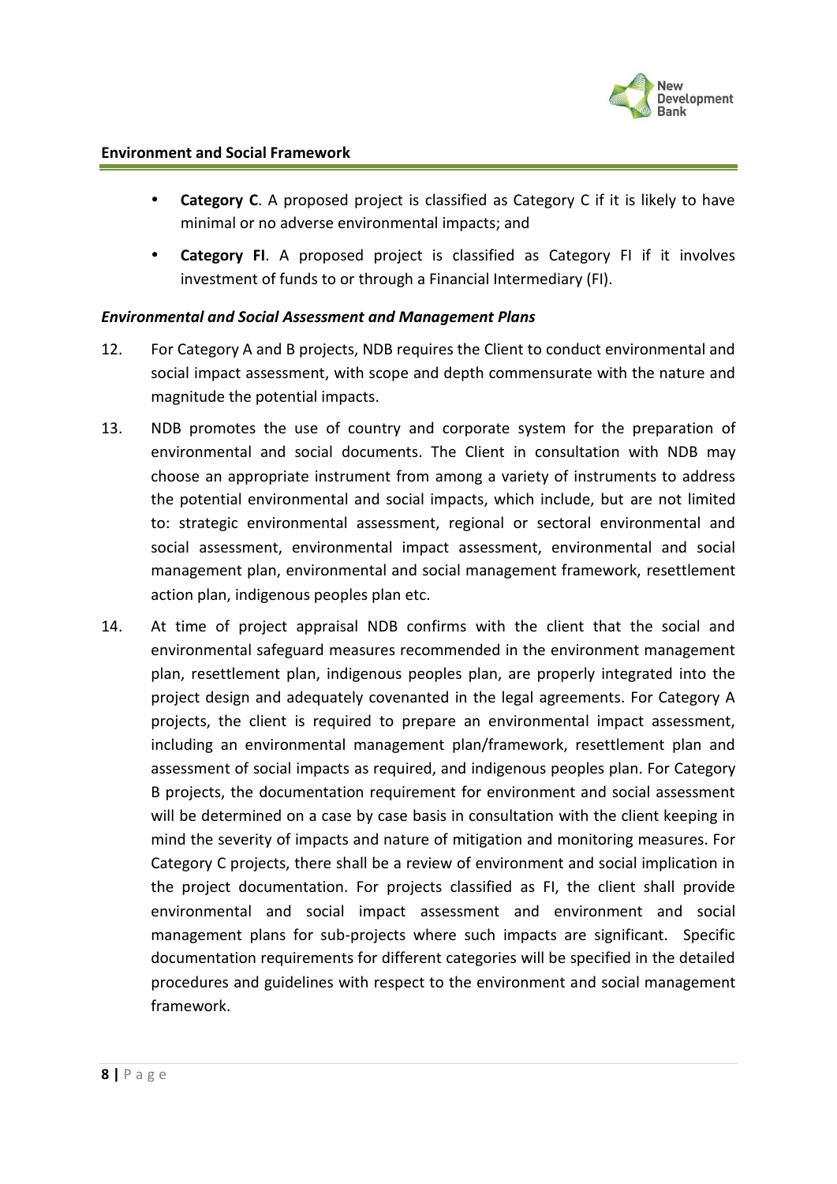- **Category C**. A proposed project is classified as Category C if it is likely to have minimal or no adverse environmental impacts; and
- **Category FI**. A proposed project is classified as Category FI if it involves investment of funds to or through a Financial Intermediary (FI).

***Environmental and Social Assessment and Management Plans***

12. For Category A and B projects, NDB requires the Client to conduct environmental and social impact assessment, with scope and depth commensurate with the nature and magnitude the potential impacts.

13. NDB promotes the use of country and corporate system for the preparation of environmental and social documents. The Client in consultation with NDB may choose an appropriate instrument from among a variety of instruments to address the potential environmental and social impacts, which include, but are not limited to: strategic environmental assessment, regional or sectoral environmental and social assessment, environmental impact assessment, environmental and social management plan, environmental and social management framework, resettlement action plan, indigenous peoples plan etc.

14. At time of project appraisal NDB confirms with the client that the social and environmental safeguard measures recommended in the environment management plan, resettlement plan, indigenous peoples plan, are properly integrated into the project design and adequately covenanted in the legal agreements. For Category A projects, the client is required to prepare an environmental impact assessment, including an environmental management plan/framework, resettlement plan and assessment of social impacts as required, and indigenous peoples plan. For Category B projects, the documentation requirement for environment and social assessment will be determined on a case by case basis in consultation with the client keeping in mind the severity of impacts and nature of mitigation and monitoring measures. For Category C projects, there shall be a review of environment and social implication in the project documentation. For projects classified as FI, the client shall provide environmental and social impact assessment and environment and social management plans for sub-projects where such impacts are significant. Specific documentation requirements for different categories will be specified in the detailed procedures and guidelines with respect to the environment and social management framework.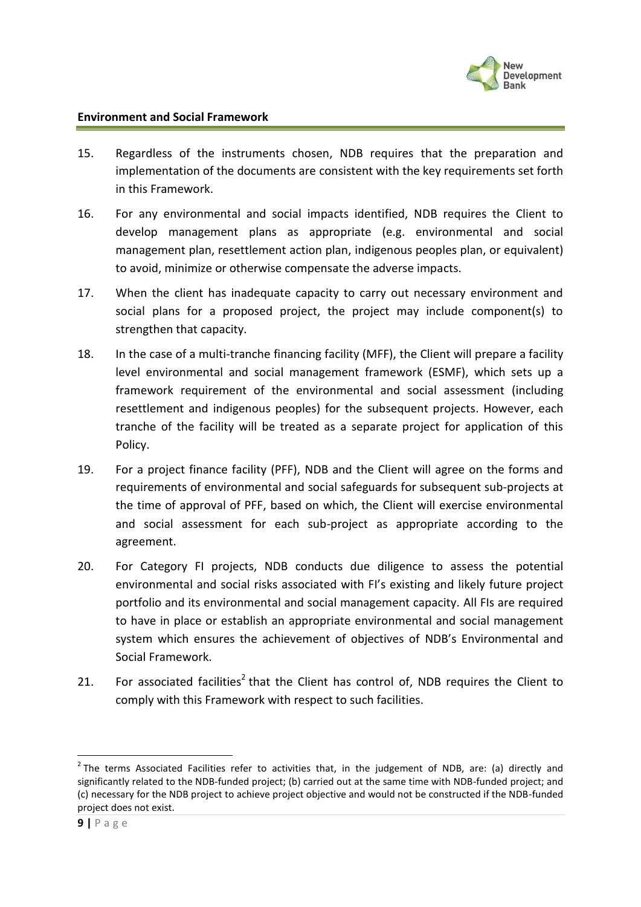15. Regardless of the instruments chosen, NDB requires that the preparation and implementation of the documents are consistent with the key requirements set forth in this Framework.

16. For any environmental and social impacts identified, NDB requires the Client to develop management plans as appropriate (e.g. environmental and social management plan, resettlement action plan, indigenous peoples plan, or equivalent) to avoid, minimize or otherwise compensate the adverse impacts.

17. When the client has inadequate capacity to carry out necessary environment and social plans for a proposed project, the project may include component(s) to strengthen that capacity.

18. In the case of a multi-tranche financing facility (MFF), the Client will prepare a facility level environmental and social management framework (ESMF), which sets up a framework requirement of the environmental and social assessment (including resettlement and indigenous peoples) for the subsequent projects. However, each tranche of the facility will be treated as a separate project for application of this Policy.

19. For a project finance facility (PFF), NDB and the Client will agree on the forms and requirements of environmental and social safeguards for subsequent sub-projects at the time of approval of PFF, based on which, the Client will exercise environmental and social assessment for each sub-project as appropriate according to the agreement.

20. For Category FI projects, NDB conducts due diligence to assess the potential environmental and social risks associated with FI's existing and likely future project portfolio and its environmental and social management capacity. All FIs are required to have in place or establish an appropriate environmental and social management system which ensures the achievement of objectives of NDB's Environmental and Social Framework.

21. For associated facilities[2] that the Client has control of, NDB requires the Client to comply with this Framework with respect to such facilities.

---

[2] The terms Associated Facilities refer to activities that, in the judgement of NDB, are: (a) directly and significantly related to the NDB-funded project; (b) carried out at the same time with NDB-funded project; and (c) necessary for the NDB project to achieve project objective and would not be constructed if the NDB-funded project does not exist.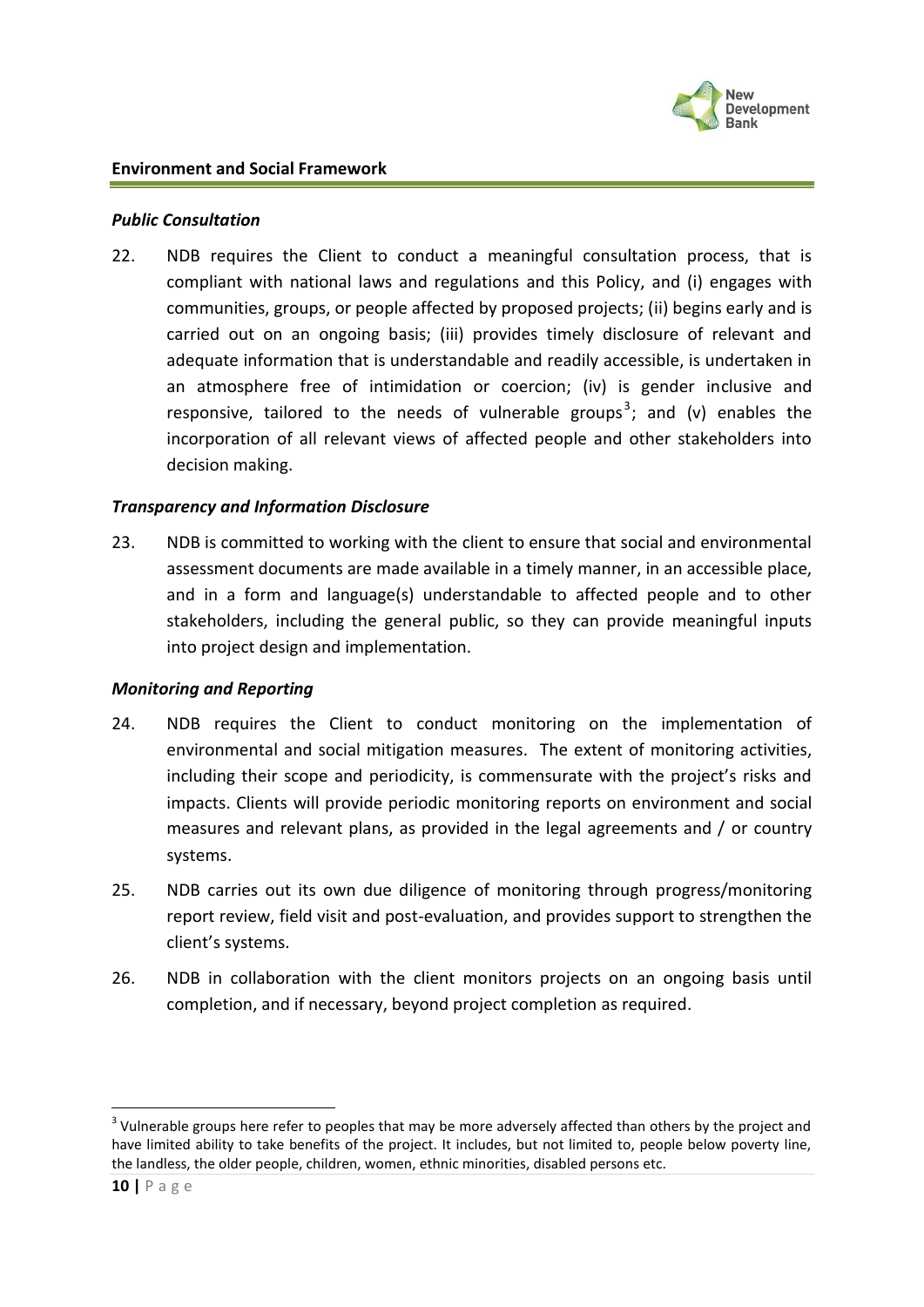### *Public Consultation*

22. NDB requires the Client to conduct a meaningful consultation process, that is compliant with national laws and regulations and this Policy, and (i) engages with communities, groups, or people affected by proposed projects; (ii) begins early and is carried out on an ongoing basis; (iii) provides timely disclosure of relevant and adequate information that is understandable and readily accessible, is undertaken in an atmosphere free of intimidation or coercion; (iv) is gender inclusive and responsive, tailored to the needs of vulnerable groups[3]; and (v) enables the incorporation of all relevant views of affected people and other stakeholders into decision making.

### *Transparency and Information Disclosure*

23. NDB is committed to working with the client to ensure that social and environmental assessment documents are made available in a timely manner, in an accessible place, and in a form and language(s) understandable to affected people and to other stakeholders, including the general public, so they can provide meaningful inputs into project design and implementation.

### *Monitoring and Reporting*

24. NDB requires the Client to conduct monitoring on the implementation of environmental and social mitigation measures. The extent of monitoring activities, including their scope and periodicity, is commensurate with the project's risks and impacts. Clients will provide periodic monitoring reports on environment and social measures and relevant plans, as provided in the legal agreements and / or country systems.

25. NDB carries out its own due diligence of monitoring through progress/monitoring report review, field visit and post-evaluation, and provides support to strengthen the client's systems.

26. NDB in collaboration with the client monitors projects on an ongoing basis until completion, and if necessary, beyond project completion as required.

---

[3] Vulnerable groups here refer to peoples that may be more adversely affected than others by the project and have limited ability to take benefits of the project. It includes, but not limited to, people below poverty line, the landless, the older people, children, women, ethnic minorities, disabled persons etc.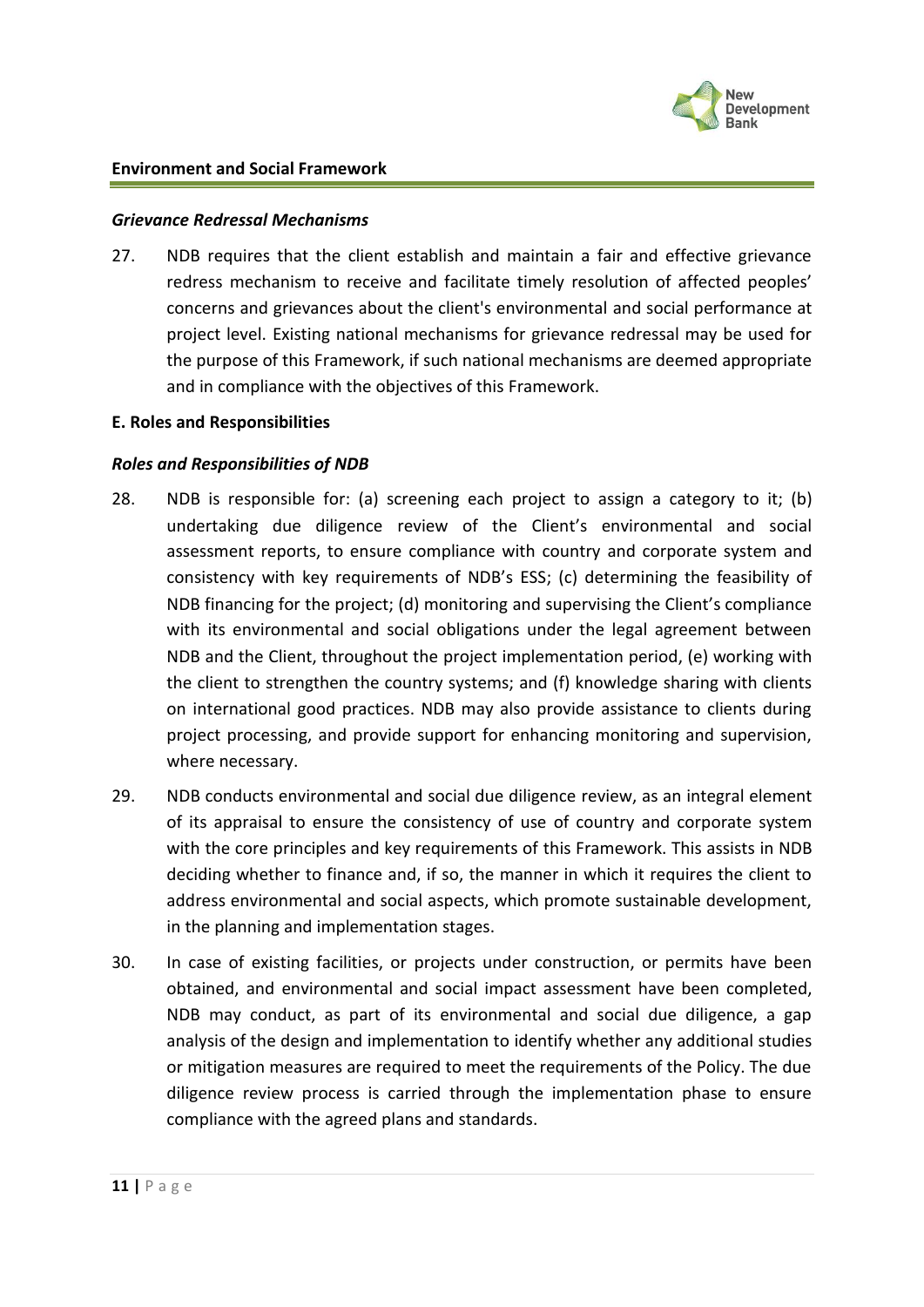### *Grievance Redressal Mechanisms*

27. NDB requires that the client establish and maintain a fair and effective grievance redress mechanism to receive and facilitate timely resolution of affected peoples' concerns and grievances about the client's environmental and social performance at project level. Existing national mechanisms for grievance redressal may be used for the purpose of this Framework, if such national mechanisms are deemed appropriate and in compliance with the objectives of this Framework.

## E. Roles and Responsibilities

### *Roles and Responsibilities of NDB*

28. NDB is responsible for: (a) screening each project to assign a category to it; (b) undertaking due diligence review of the Client's environmental and social assessment reports, to ensure compliance with country and corporate system and consistency with key requirements of NDB's ESS; (c) determining the feasibility of NDB financing for the project; (d) monitoring and supervising the Client's compliance with its environmental and social obligations under the legal agreement between NDB and the Client, throughout the project implementation period, (e) working with the client to strengthen the country systems; and (f) knowledge sharing with clients on international good practices. NDB may also provide assistance to clients during project processing, and provide support for enhancing monitoring and supervision, where necessary.

29. NDB conducts environmental and social due diligence review, as an integral element of its appraisal to ensure the consistency of use of country and corporate system with the core principles and key requirements of this Framework. This assists in NDB deciding whether to finance and, if so, the manner in which it requires the client to address environmental and social aspects, which promote sustainable development, in the planning and implementation stages.

30. In case of existing facilities, or projects under construction, or permits have been obtained, and environmental and social impact assessment have been completed, NDB may conduct, as part of its environmental and social due diligence, a gap analysis of the design and implementation to identify whether any additional studies or mitigation measures are required to meet the requirements of the Policy. The due diligence review process is carried through the implementation phase to ensure compliance with the agreed plans and standards.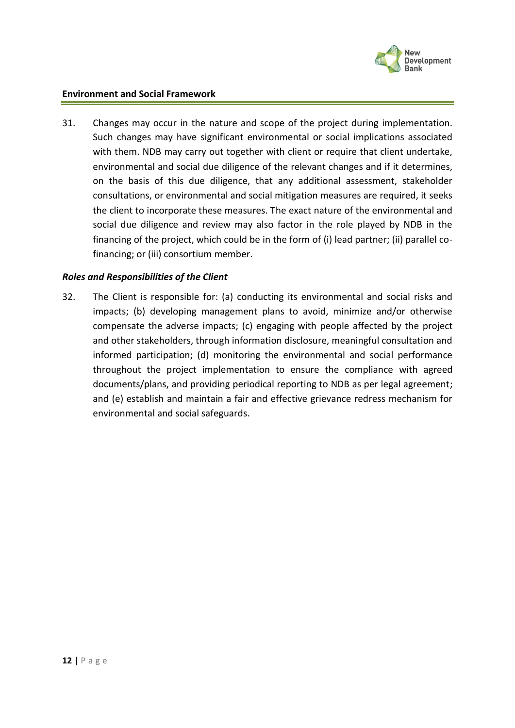31. Changes may occur in the nature and scope of the project during implementation. Such changes may have significant environmental or social implications associated with them. NDB may carry out together with client or require that client undertake, environmental and social due diligence of the relevant changes and if it determines, on the basis of this due diligence, that any additional assessment, stakeholder consultations, or environmental and social mitigation measures are required, it seeks the client to incorporate these measures. The exact nature of the environmental and social due diligence and review may also factor in the role played by NDB in the financing of the project, which could be in the form of (i) lead partner; (ii) parallel co-financing; or (iii) consortium member.

### *Roles and Responsibilities of the Client*

32. The Client is responsible for: (a) conducting its environmental and social risks and impacts; (b) developing management plans to avoid, minimize and/or otherwise compensate the adverse impacts; (c) engaging with people affected by the project and other stakeholders, through information disclosure, meaningful consultation and informed participation; (d) monitoring the environmental and social performance throughout the project implementation to ensure the compliance with agreed documents/plans, and providing periodical reporting to NDB as per legal agreement; and (e) establish and maintain a fair and effective grievance redress mechanism for environmental and social safeguards.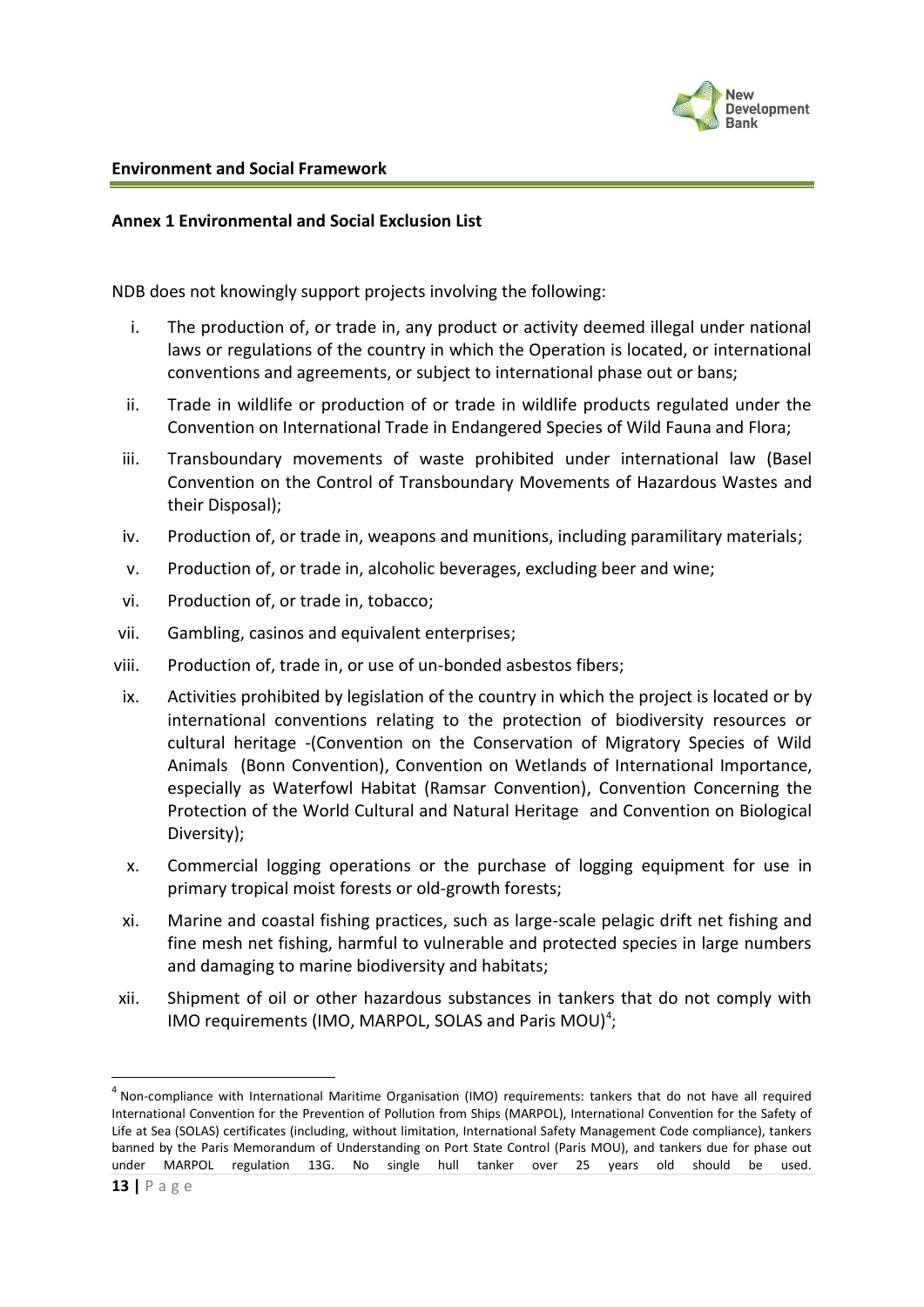## Annex 1 Environmental and Social Exclusion List

NDB does not knowingly support projects involving the following:

i. The production of, or trade in, any product or activity deemed illegal under national laws or regulations of the country in which the Operation is located, or international conventions and agreements, or subject to international phase out or bans;

ii. Trade in wildlife or production of or trade in wildlife products regulated under the Convention on International Trade in Endangered Species of Wild Fauna and Flora;

iii. Transboundary movements of waste prohibited under international law (Basel Convention on the Control of Transboundary Movements of Hazardous Wastes and their Disposal);

iv. Production of, or trade in, weapons and munitions, including paramilitary materials;

v. Production of, or trade in, alcoholic beverages, excluding beer and wine;

vi. Production of, or trade in, tobacco;

vii. Gambling, casinos and equivalent enterprises;

viii. Production of, trade in, or use of un-bonded asbestos fibers;

ix. Activities prohibited by legislation of the country in which the project is located or by international conventions relating to the protection of biodiversity resources or cultural heritage -(Convention on the Conservation of Migratory Species of Wild Animals (Bonn Convention), Convention on Wetlands of International Importance, especially as Waterfowl Habitat (Ramsar Convention), Convention Concerning the Protection of the World Cultural and Natural Heritage and Convention on Biological Diversity);

x. Commercial logging operations or the purchase of logging equipment for use in primary tropical moist forests or old-growth forests;

xi. Marine and coastal fishing practices, such as large-scale pelagic drift net fishing and fine mesh net fishing, harmful to vulnerable and protected species in large numbers and damaging to marine biodiversity and habitats;

xii. Shipment of oil or other hazardous substances in tankers that do not comply with IMO requirements (IMO, MARPOL, SOLAS and Paris MOU)[4];

---

[4] Non-compliance with International Maritime Organisation (IMO) requirements: tankers that do not have all required International Convention for the Prevention of Pollution from Ships (MARPOL), International Convention for the Safety of Life at Sea (SOLAS) certificates (including, without limitation, International Safety Management Code compliance), tankers banned by the Paris Memorandum of Understanding on Port State Control (Paris MOU), and tankers due for phase out under MARPOL regulation 13G. No single hull tanker over 25 years old should be used.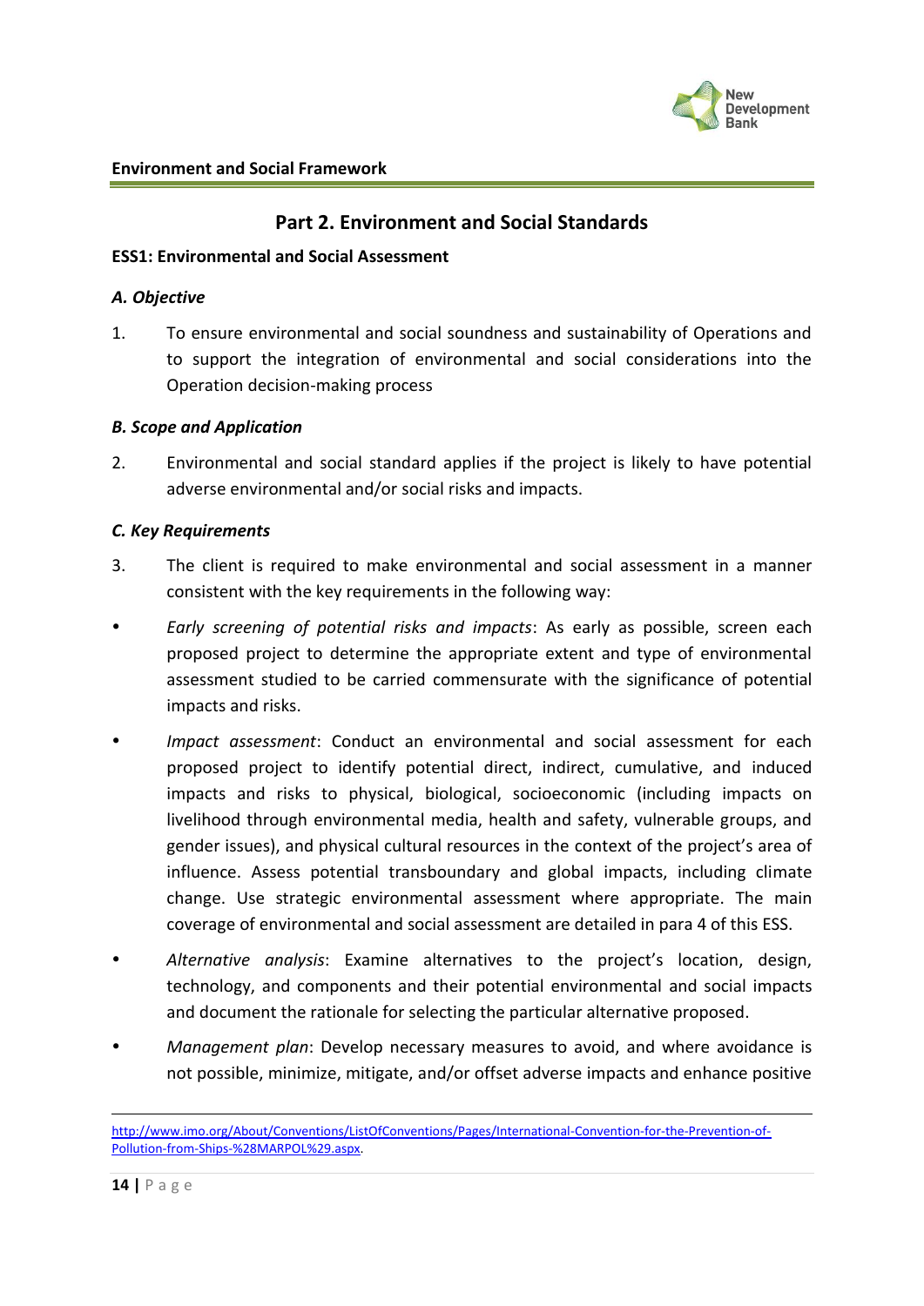## Part 2. Environment and Social Standards

### ESS1: Environmental and Social Assessment

#### *A. Objective*

1. To ensure environmental and social soundness and sustainability of Operations and to support the integration of environmental and social considerations into the Operation decision-making process

#### *B. Scope and Application*

2. Environmental and social standard applies if the project is likely to have potential adverse environmental and/or social risks and impacts.

#### *C. Key Requirements*

3. The client is required to make environmental and social assessment in a manner consistent with the key requirements in the following way:

- *Early screening of potential risks and impacts*: As early as possible, screen each proposed project to determine the appropriate extent and type of environmental assessment studied to be carried commensurate with the significance of potential impacts and risks.

- *Impact assessment*: Conduct an environmental and social assessment for each proposed project to identify potential direct, indirect, cumulative, and induced impacts and risks to physical, biological, socioeconomic (including impacts on livelihood through environmental media, health and safety, vulnerable groups, and gender issues), and physical cultural resources in the context of the project's area of influence. Assess potential transboundary and global impacts, including climate change. Use strategic environmental assessment where appropriate. The main coverage of environmental and social assessment are detailed in para 4 of this ESS.

- *Alternative analysis*: Examine alternatives to the project's location, design, technology, and components and their potential environmental and social impacts and document the rationale for selecting the particular alternative proposed.

- *Management plan*: Develop necessary measures to avoid, and where avoidance is not possible, minimize, mitigate, and/or offset adverse impacts and enhance positive

---

http://www.imo.org/About/Conventions/ListOfConventions/Pages/International-Convention-for-the-Prevention-of-Pollution-from-Ships-%28MARPOL%29.aspx.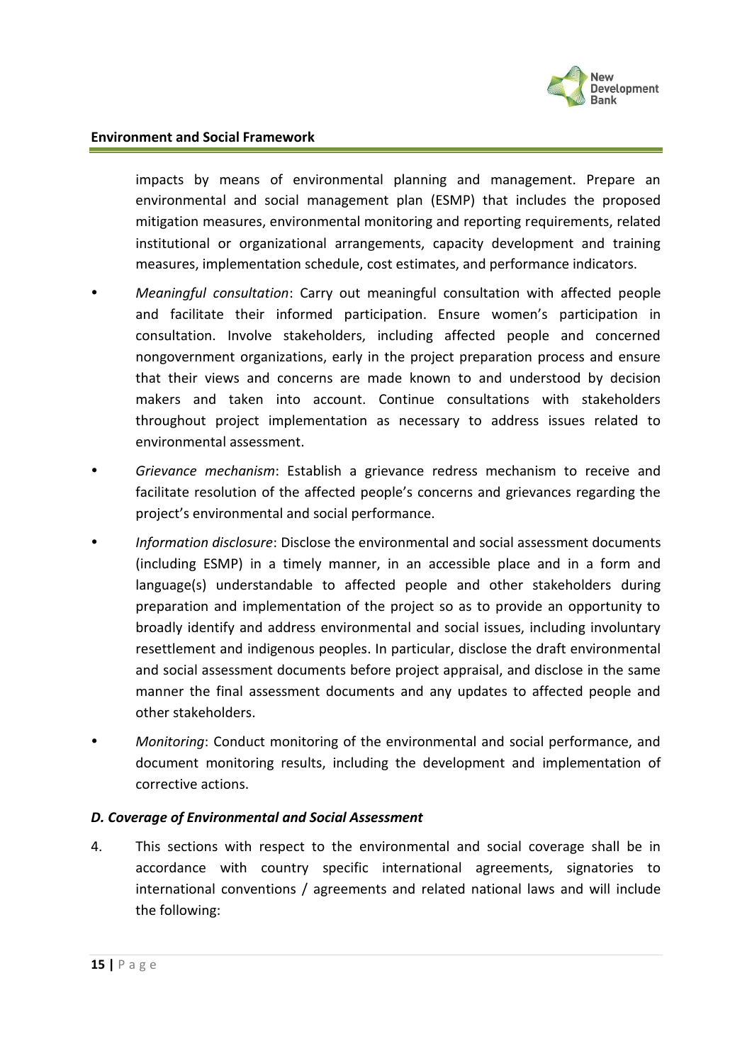impacts by means of environmental planning and management. Prepare an environmental and social management plan (ESMP) that includes the proposed mitigation measures, environmental monitoring and reporting requirements, related institutional or organizational arrangements, capacity development and training measures, implementation schedule, cost estimates, and performance indicators.

- *Meaningful consultation*: Carry out meaningful consultation with affected people and facilitate their informed participation. Ensure women's participation in consultation. Involve stakeholders, including affected people and concerned nongovernment organizations, early in the project preparation process and ensure that their views and concerns are made known to and understood by decision makers and taken into account. Continue consultations with stakeholders throughout project implementation as necessary to address issues related to environmental assessment.
- *Grievance mechanism*: Establish a grievance redress mechanism to receive and facilitate resolution of the affected people's concerns and grievances regarding the project's environmental and social performance.
- *Information disclosure*: Disclose the environmental and social assessment documents (including ESMP) in a timely manner, in an accessible place and in a form and language(s) understandable to affected people and other stakeholders during preparation and implementation of the project so as to provide an opportunity to broadly identify and address environmental and social issues, including involuntary resettlement and indigenous peoples. In particular, disclose the draft environmental and social assessment documents before project appraisal, and disclose in the same manner the final assessment documents and any updates to affected people and other stakeholders.
- *Monitoring*: Conduct monitoring of the environmental and social performance, and document monitoring results, including the development and implementation of corrective actions.

### *D. Coverage of Environmental and Social Assessment*

4. This sections with respect to the environmental and social coverage shall be in accordance with country specific international agreements, signatories to international conventions / agreements and related national laws and will include the following: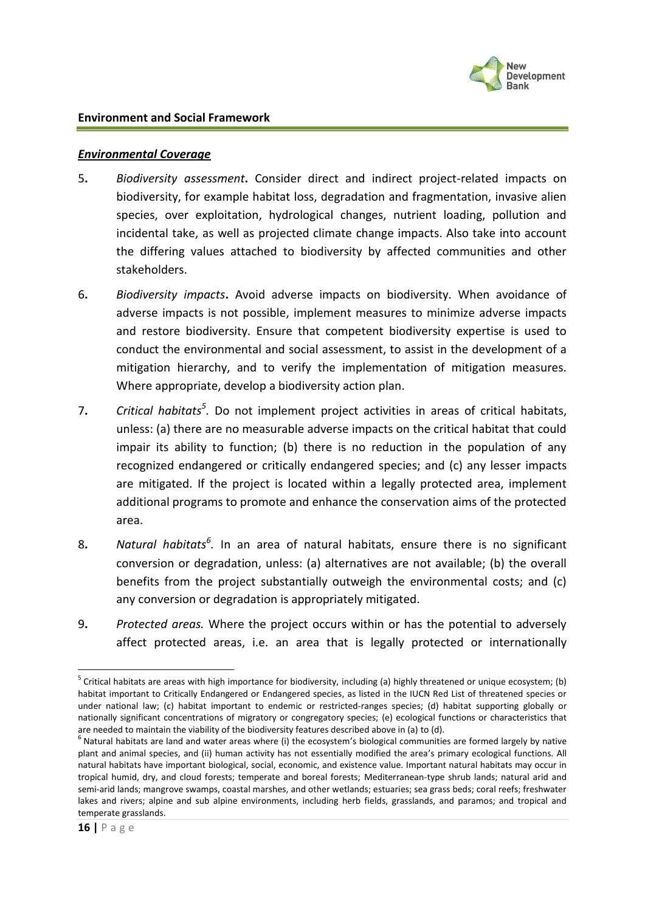## *Environmental Coverage*

5. *Biodiversity assessment*. Consider direct and indirect project-related impacts on biodiversity, for example habitat loss, degradation and fragmentation, invasive alien species, over exploitation, hydrological changes, nutrient loading, pollution and incidental take, as well as projected climate change impacts. Also take into account the differing values attached to biodiversity by affected communities and other stakeholders.

6. *Biodiversity impacts*. Avoid adverse impacts on biodiversity. When avoidance of adverse impacts is not possible, implement measures to minimize adverse impacts and restore biodiversity. Ensure that competent biodiversity expertise is used to conduct the environmental and social assessment, to assist in the development of a mitigation hierarchy, and to verify the implementation of mitigation measures. Where appropriate, develop a biodiversity action plan.

7. *Critical habitats*[5]. Do not implement project activities in areas of critical habitats, unless: (a) there are no measurable adverse impacts on the critical habitat that could impair its ability to function; (b) there is no reduction in the population of any recognized endangered or critically endangered species; and (c) any lesser impacts are mitigated. If the project is located within a legally protected area, implement additional programs to promote and enhance the conservation aims of the protected area.

8. *Natural habitats*[6]. In an area of natural habitats, ensure there is no significant conversion or degradation, unless: (a) alternatives are not available; (b) the overall benefits from the project substantially outweigh the environmental costs; and (c) any conversion or degradation is appropriately mitigated.

9. *Protected areas.* Where the project occurs within or has the potential to adversely affect protected areas, i.e. an area that is legally protected or internationally

---

[5] Critical habitats are areas with high importance for biodiversity, including (a) highly threatened or unique ecosystem; (b) habitat important to Critically Endangered or Endangered species, as listed in the IUCN Red List of threatened species or under national law; (c) habitat important to endemic or restricted-ranges species; (d) habitat supporting globally or nationally significant concentrations of migratory or congregatory species; (e) ecological functions or characteristics that are needed to maintain the viability of the biodiversity features described above in (a) to (d).

[6] Natural habitats are land and water areas where (i) the ecosystem's biological communities are formed largely by native plant and animal species, and (ii) human activity has not essentially modified the area's primary ecological functions. All natural habitats have important biological, social, economic, and existence value. Important natural habitats may occur in tropical humid, dry, and cloud forests; temperate and boreal forests; Mediterranean-type shrub lands; natural arid and semi-arid lands; mangrove swamps, coastal marshes, and other wetlands; estuaries; sea grass beds; coral reefs; freshwater lakes and rivers; alpine and sub alpine environments, including herb fields, grasslands, and paramos; and tropical and temperate grasslands.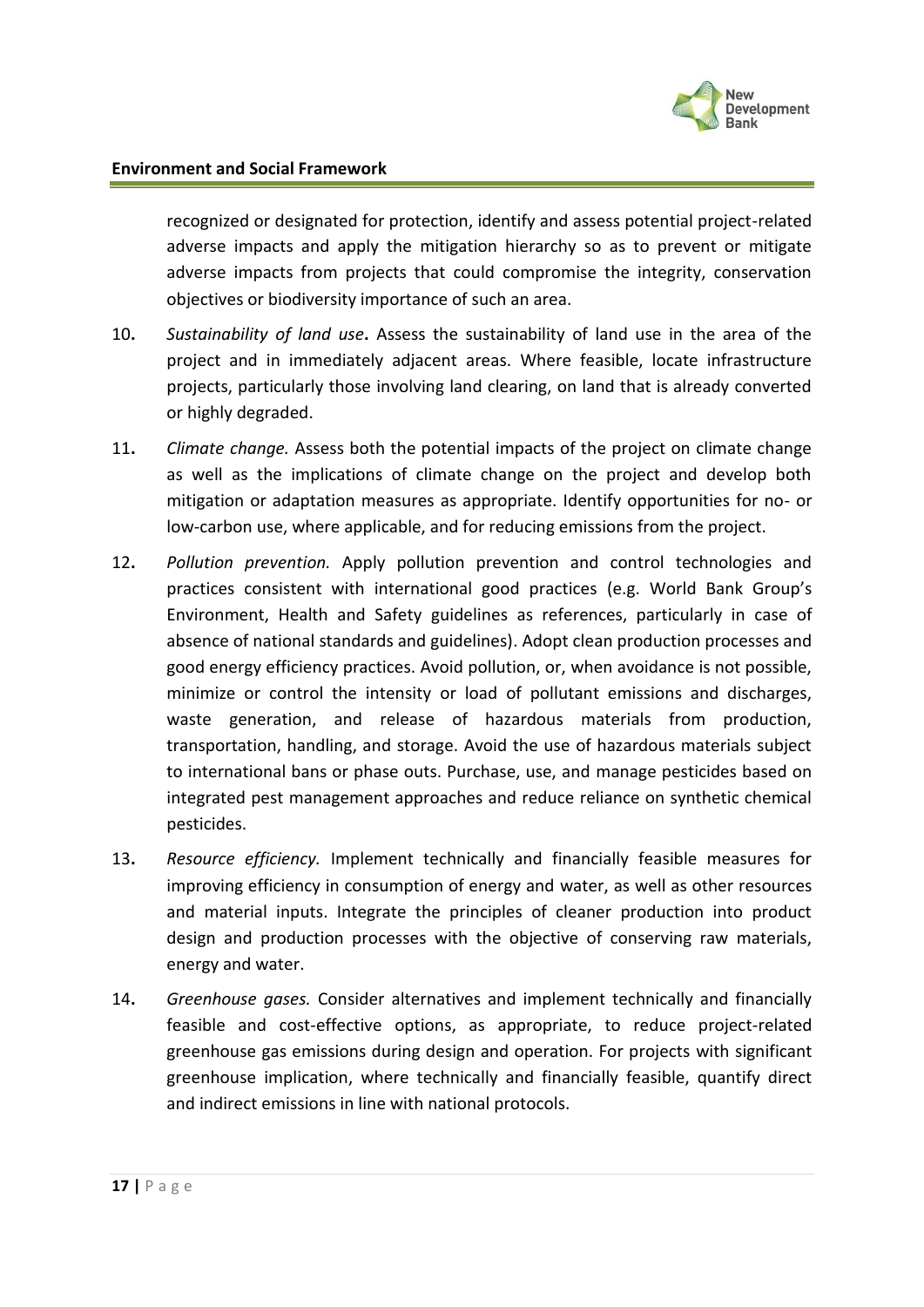recognized or designated for protection, identify and assess potential project-related adverse impacts and apply the mitigation hierarchy so as to prevent or mitigate adverse impacts from projects that could compromise the integrity, conservation objectives or biodiversity importance of such an area.

10. *Sustainability of land use*. Assess the sustainability of land use in the area of the project and in immediately adjacent areas. Where feasible, locate infrastructure projects, particularly those involving land clearing, on land that is already converted or highly degraded.

11. *Climate change.* Assess both the potential impacts of the project on climate change as well as the implications of climate change on the project and develop both mitigation or adaptation measures as appropriate. Identify opportunities for no- or low-carbon use, where applicable, and for reducing emissions from the project.

12. *Pollution prevention.* Apply pollution prevention and control technologies and practices consistent with international good practices (e.g. World Bank Group's Environment, Health and Safety guidelines as references, particularly in case of absence of national standards and guidelines). Adopt clean production processes and good energy efficiency practices. Avoid pollution, or, when avoidance is not possible, minimize or control the intensity or load of pollutant emissions and discharges, waste generation, and release of hazardous materials from production, transportation, handling, and storage. Avoid the use of hazardous materials subject to international bans or phase outs. Purchase, use, and manage pesticides based on integrated pest management approaches and reduce reliance on synthetic chemical pesticides.

13. *Resource efficiency.* Implement technically and financially feasible measures for improving efficiency in consumption of energy and water, as well as other resources and material inputs. Integrate the principles of cleaner production into product design and production processes with the objective of conserving raw materials, energy and water.

14. *Greenhouse gases.* Consider alternatives and implement technically and financially feasible and cost-effective options, as appropriate, to reduce project-related greenhouse gas emissions during design and operation. For projects with significant greenhouse implication, where technically and financially feasible, quantify direct and indirect emissions in line with national protocols.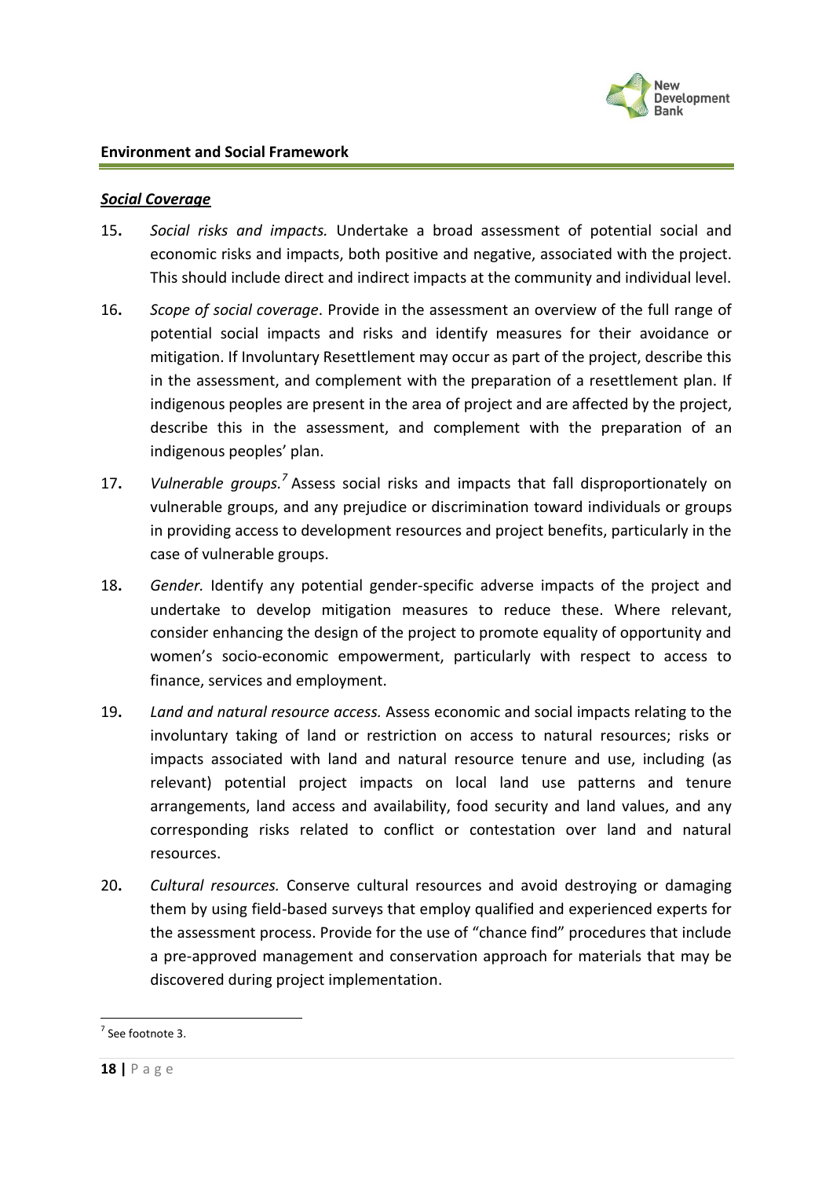***Social Coverage***

15. *Social risks and impacts.* Undertake a broad assessment of potential social and economic risks and impacts, both positive and negative, associated with the project. This should include direct and indirect impacts at the community and individual level.

16. *Scope of social coverage*. Provide in the assessment an overview of the full range of potential social impacts and risks and identify measures for their avoidance or mitigation. If Involuntary Resettlement may occur as part of the project, describe this in the assessment, and complement with the preparation of a resettlement plan. If indigenous peoples are present in the area of project and are affected by the project, describe this in the assessment, and complement with the preparation of an indigenous peoples' plan.

17. *Vulnerable groups.*[7] Assess social risks and impacts that fall disproportionately on vulnerable groups, and any prejudice or discrimination toward individuals or groups in providing access to development resources and project benefits, particularly in the case of vulnerable groups.

18. *Gender.* Identify any potential gender-specific adverse impacts of the project and undertake to develop mitigation measures to reduce these. Where relevant, consider enhancing the design of the project to promote equality of opportunity and women's socio-economic empowerment, particularly with respect to access to finance, services and employment.

19. *Land and natural resource access.* Assess economic and social impacts relating to the involuntary taking of land or restriction on access to natural resources; risks or impacts associated with land and natural resource tenure and use, including (as relevant) potential project impacts on local land use patterns and tenure arrangements, land access and availability, food security and land values, and any corresponding risks related to conflict or contestation over land and natural resources.

20. *Cultural resources.* Conserve cultural resources and avoid destroying or damaging them by using field-based surveys that employ qualified and experienced experts for the assessment process. Provide for the use of "chance find" procedures that include a pre-approved management and conservation approach for materials that may be discovered during project implementation.

---

[7] See footnote 3.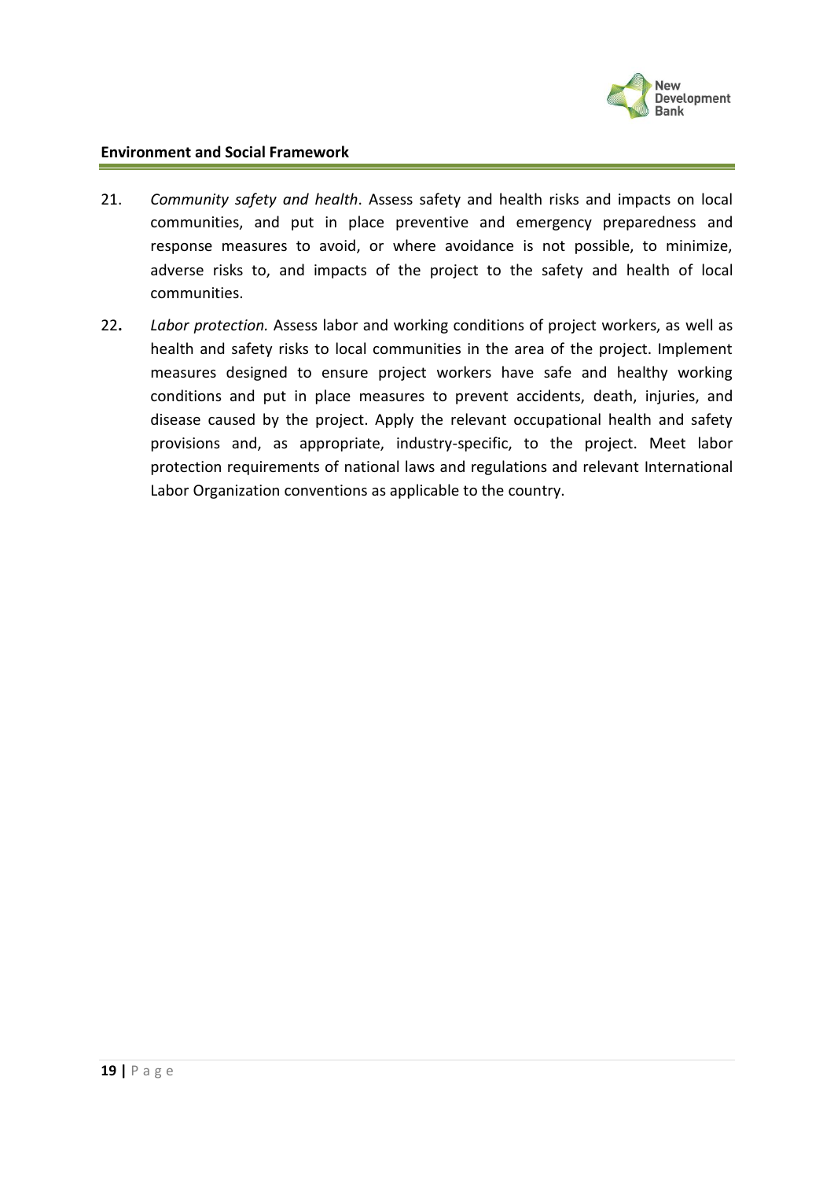21. *Community safety and health*. Assess safety and health risks and impacts on local communities, and put in place preventive and emergency preparedness and response measures to avoid, or where avoidance is not possible, to minimize, adverse risks to, and impacts of the project to the safety and health of local communities.

22. *Labor protection.* Assess labor and working conditions of project workers, as well as health and safety risks to local communities in the area of the project. Implement measures designed to ensure project workers have safe and healthy working conditions and put in place measures to prevent accidents, death, injuries, and disease caused by the project. Apply the relevant occupational health and safety provisions and, as appropriate, industry-specific, to the project. Meet labor protection requirements of national laws and regulations and relevant International Labor Organization conventions as applicable to the country.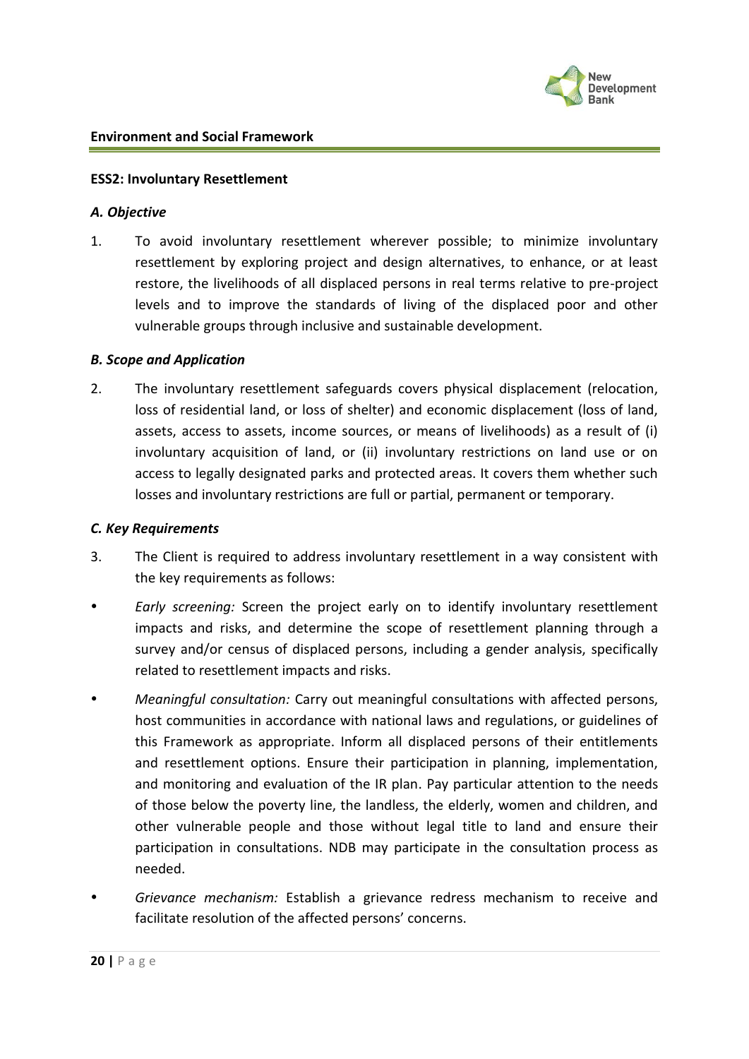**ESS2: Involuntary Resettlement**

***A. Objective***

1. To avoid involuntary resettlement wherever possible; to minimize involuntary resettlement by exploring project and design alternatives, to enhance, or at least restore, the livelihoods of all displaced persons in real terms relative to pre-project levels and to improve the standards of living of the displaced poor and other vulnerable groups through inclusive and sustainable development.

***B. Scope and Application***

2. The involuntary resettlement safeguards covers physical displacement (relocation, loss of residential land, or loss of shelter) and economic displacement (loss of land, assets, access to assets, income sources, or means of livelihoods) as a result of (i) involuntary acquisition of land, or (ii) involuntary restrictions on land use or on access to legally designated parks and protected areas. It covers them whether such losses and involuntary restrictions are full or partial, permanent or temporary.

***C. Key Requirements***

3. The Client is required to address involuntary resettlement in a way consistent with the key requirements as follows:

- *Early screening:* Screen the project early on to identify involuntary resettlement impacts and risks, and determine the scope of resettlement planning through a survey and/or census of displaced persons, including a gender analysis, specifically related to resettlement impacts and risks.
- *Meaningful consultation:* Carry out meaningful consultations with affected persons, host communities in accordance with national laws and regulations, or guidelines of this Framework as appropriate. Inform all displaced persons of their entitlements and resettlement options. Ensure their participation in planning, implementation, and monitoring and evaluation of the IR plan. Pay particular attention to the needs of those below the poverty line, the landless, the elderly, women and children, and other vulnerable people and those without legal title to land and ensure their participation in consultations. NDB may participate in the consultation process as needed.
- *Grievance mechanism:* Establish a grievance redress mechanism to receive and facilitate resolution of the affected persons' concerns.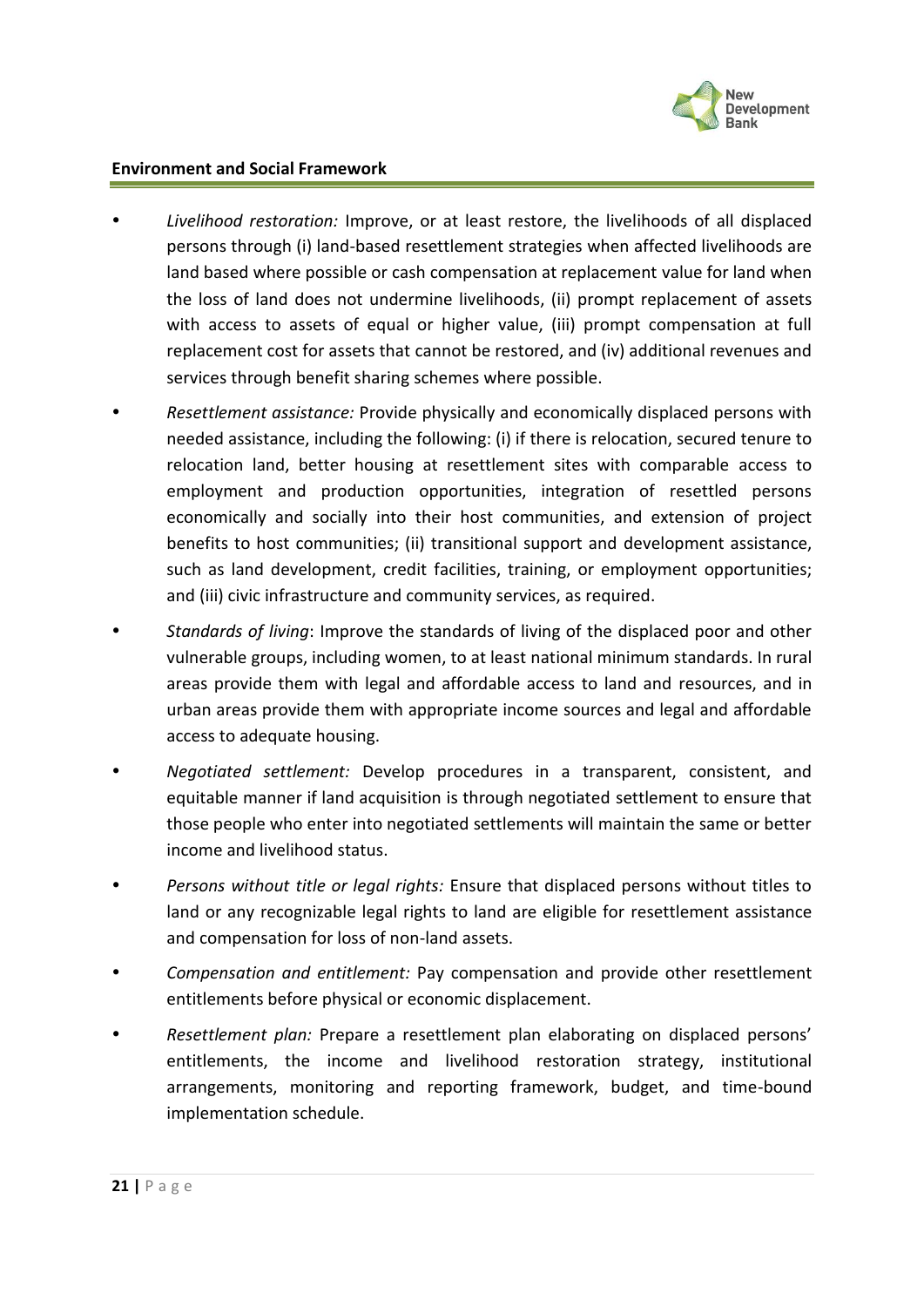- *Livelihood restoration:* Improve, or at least restore, the livelihoods of all displaced persons through (i) land-based resettlement strategies when affected livelihoods are land based where possible or cash compensation at replacement value for land when the loss of land does not undermine livelihoods, (ii) prompt replacement of assets with access to assets of equal or higher value, (iii) prompt compensation at full replacement cost for assets that cannot be restored, and (iv) additional revenues and services through benefit sharing schemes where possible.
- *Resettlement assistance:* Provide physically and economically displaced persons with needed assistance, including the following: (i) if there is relocation, secured tenure to relocation land, better housing at resettlement sites with comparable access to employment and production opportunities, integration of resettled persons economically and socially into their host communities, and extension of project benefits to host communities; (ii) transitional support and development assistance, such as land development, credit facilities, training, or employment opportunities; and (iii) civic infrastructure and community services, as required.
- *Standards of living*: Improve the standards of living of the displaced poor and other vulnerable groups, including women, to at least national minimum standards. In rural areas provide them with legal and affordable access to land and resources, and in urban areas provide them with appropriate income sources and legal and affordable access to adequate housing.
- *Negotiated settlement:* Develop procedures in a transparent, consistent, and equitable manner if land acquisition is through negotiated settlement to ensure that those people who enter into negotiated settlements will maintain the same or better income and livelihood status.
- *Persons without title or legal rights:* Ensure that displaced persons without titles to land or any recognizable legal rights to land are eligible for resettlement assistance and compensation for loss of non-land assets.
- *Compensation and entitlement:* Pay compensation and provide other resettlement entitlements before physical or economic displacement.
- *Resettlement plan:* Prepare a resettlement plan elaborating on displaced persons' entitlements, the income and livelihood restoration strategy, institutional arrangements, monitoring and reporting framework, budget, and time-bound implementation schedule.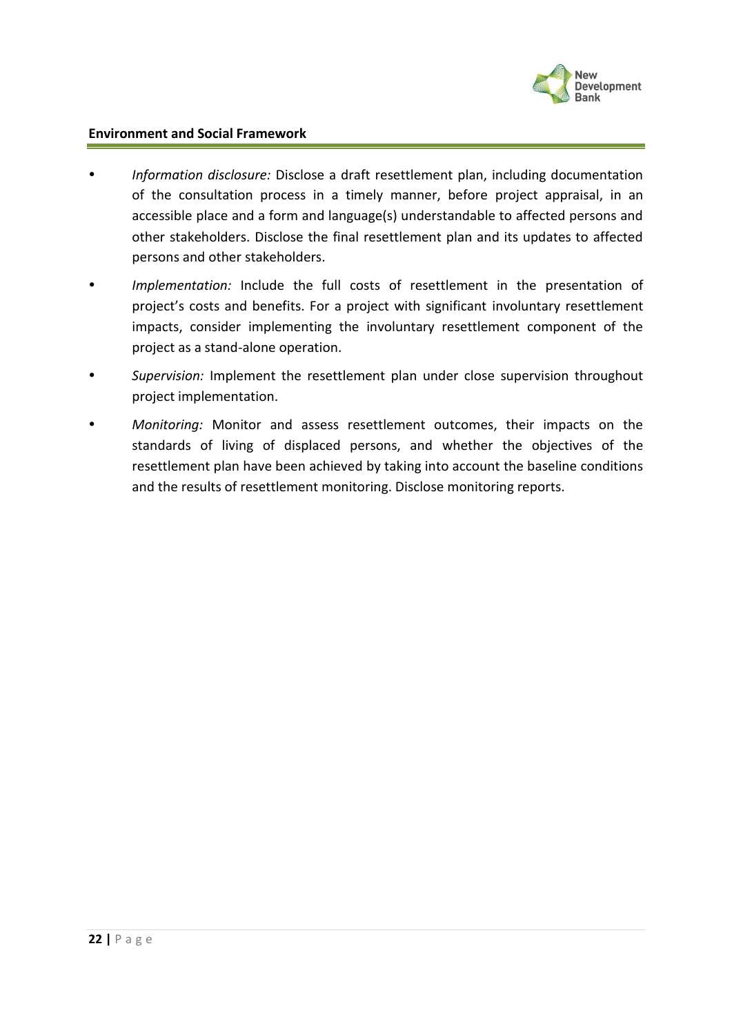- *Information disclosure:* Disclose a draft resettlement plan, including documentation of the consultation process in a timely manner, before project appraisal, in an accessible place and a form and language(s) understandable to affected persons and other stakeholders. Disclose the final resettlement plan and its updates to affected persons and other stakeholders.
- *Implementation:* Include the full costs of resettlement in the presentation of project's costs and benefits. For a project with significant involuntary resettlement impacts, consider implementing the involuntary resettlement component of the project as a stand-alone operation.
- *Supervision:* Implement the resettlement plan under close supervision throughout project implementation.
- *Monitoring:* Monitor and assess resettlement outcomes, their impacts on the standards of living of displaced persons, and whether the objectives of the resettlement plan have been achieved by taking into account the baseline conditions and the results of resettlement monitoring. Disclose monitoring reports.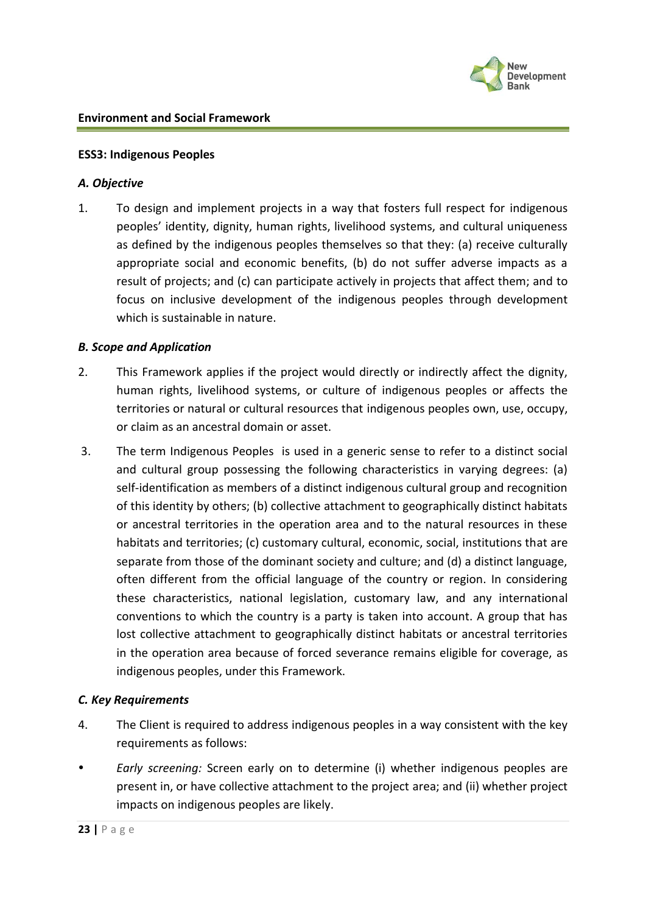## ESS3: Indigenous Peoples

### *A. Objective*

1. To design and implement projects in a way that fosters full respect for indigenous peoples' identity, dignity, human rights, livelihood systems, and cultural uniqueness as defined by the indigenous peoples themselves so that they: (a) receive culturally appropriate social and economic benefits, (b) do not suffer adverse impacts as a result of projects; and (c) can participate actively in projects that affect them; and to focus on inclusive development of the indigenous peoples through development which is sustainable in nature.

### *B. Scope and Application*

2. This Framework applies if the project would directly or indirectly affect the dignity, human rights, livelihood systems, or culture of indigenous peoples or affects the territories or natural or cultural resources that indigenous peoples own, use, occupy, or claim as an ancestral domain or asset.

3. The term Indigenous Peoples is used in a generic sense to refer to a distinct social and cultural group possessing the following characteristics in varying degrees: (a) self-identification as members of a distinct indigenous cultural group and recognition of this identity by others; (b) collective attachment to geographically distinct habitats or ancestral territories in the operation area and to the natural resources in these habitats and territories; (c) customary cultural, economic, social, institutions that are separate from those of the dominant society and culture; and (d) a distinct language, often different from the official language of the country or region. In considering these characteristics, national legislation, customary law, and any international conventions to which the country is a party is taken into account. A group that has lost collective attachment to geographically distinct habitats or ancestral territories in the operation area because of forced severance remains eligible for coverage, as indigenous peoples, under this Framework.

### *C. Key Requirements*

4. The Client is required to address indigenous peoples in a way consistent with the key requirements as follows:

- *Early screening:* Screen early on to determine (i) whether indigenous peoples are present in, or have collective attachment to the project area; and (ii) whether project impacts on indigenous peoples are likely.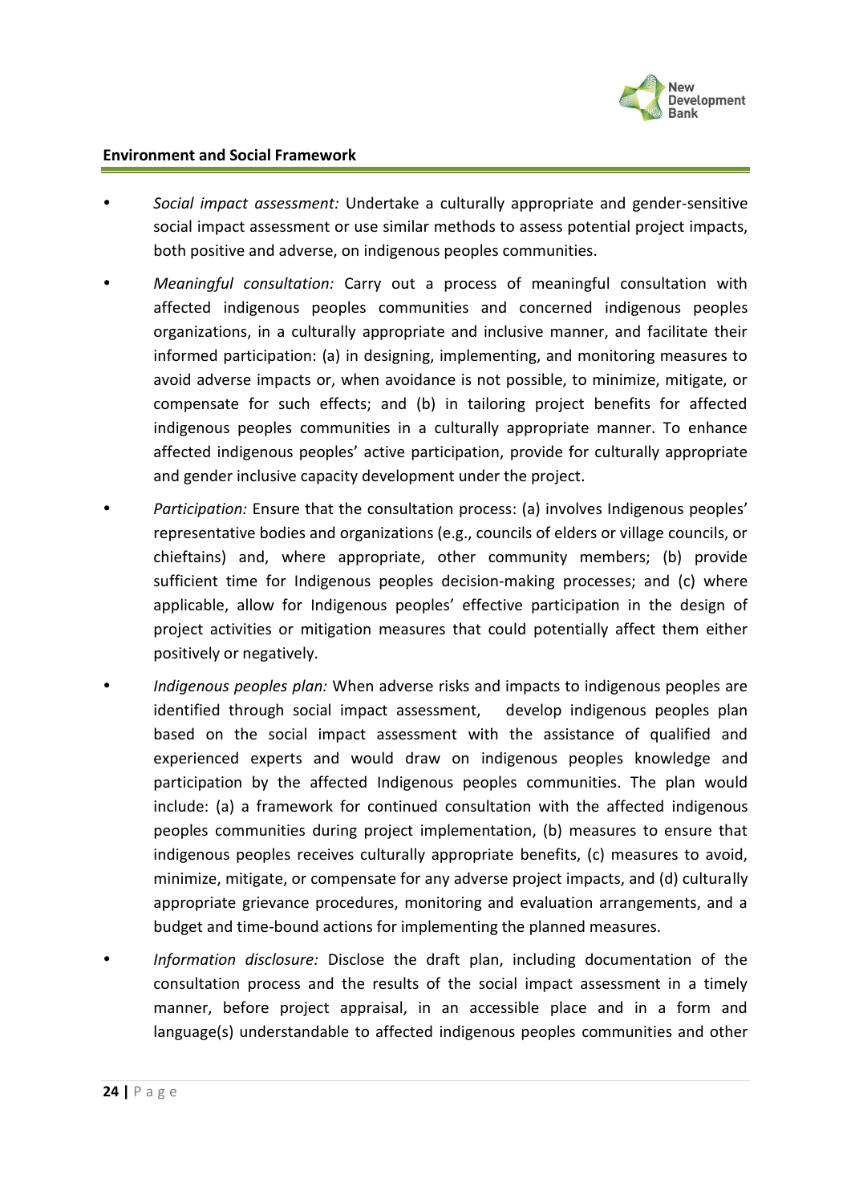- *Social impact assessment:* Undertake a culturally appropriate and gender-sensitive social impact assessment or use similar methods to assess potential project impacts, both positive and adverse, on indigenous peoples communities.
- *Meaningful consultation:* Carry out a process of meaningful consultation with affected indigenous peoples communities and concerned indigenous peoples organizations, in a culturally appropriate and inclusive manner, and facilitate their informed participation: (a) in designing, implementing, and monitoring measures to avoid adverse impacts or, when avoidance is not possible, to minimize, mitigate, or compensate for such effects; and (b) in tailoring project benefits for affected indigenous peoples communities in a culturally appropriate manner. To enhance affected indigenous peoples' active participation, provide for culturally appropriate and gender inclusive capacity development under the project.
- *Participation:* Ensure that the consultation process: (a) involves Indigenous peoples' representative bodies and organizations (e.g., councils of elders or village councils, or chieftains) and, where appropriate, other community members; (b) provide sufficient time for Indigenous peoples decision-making processes; and (c) where applicable, allow for Indigenous peoples' effective participation in the design of project activities or mitigation measures that could potentially affect them either positively or negatively.
- *Indigenous peoples plan:* When adverse risks and impacts to indigenous peoples are identified through social impact assessment, develop indigenous peoples plan based on the social impact assessment with the assistance of qualified and experienced experts and would draw on indigenous peoples knowledge and participation by the affected Indigenous peoples communities. The plan would include: (a) a framework for continued consultation with the affected indigenous peoples communities during project implementation, (b) measures to ensure that indigenous peoples receives culturally appropriate benefits, (c) measures to avoid, minimize, mitigate, or compensate for any adverse project impacts, and (d) culturally appropriate grievance procedures, monitoring and evaluation arrangements, and a budget and time-bound actions for implementing the planned measures.
- *Information disclosure:* Disclose the draft plan, including documentation of the consultation process and the results of the social impact assessment in a timely manner, before project appraisal, in an accessible place and in a form and language(s) understandable to affected indigenous peoples communities and other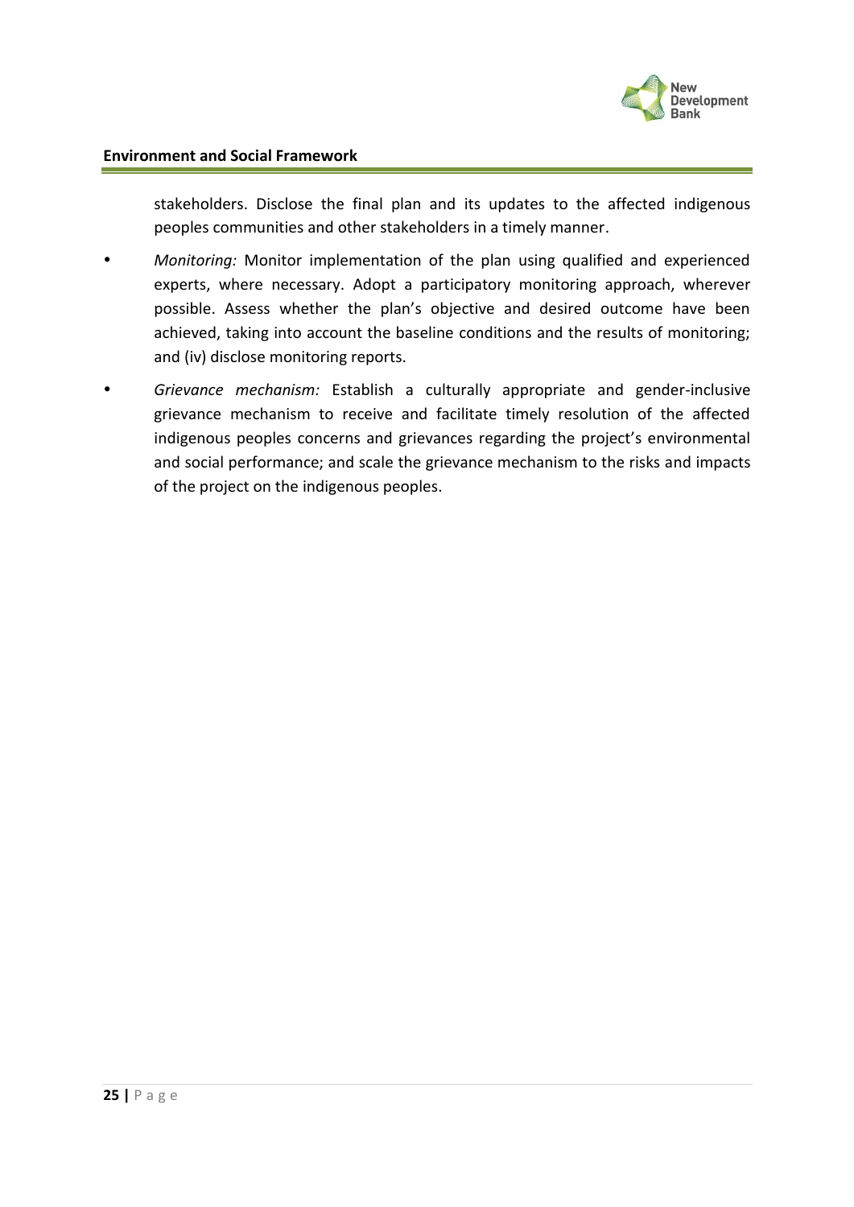stakeholders. Disclose the final plan and its updates to the affected indigenous peoples communities and other stakeholders in a timely manner.

- *Monitoring:* Monitor implementation of the plan using qualified and experienced experts, where necessary. Adopt a participatory monitoring approach, wherever possible. Assess whether the plan's objective and desired outcome have been achieved, taking into account the baseline conditions and the results of monitoring; and (iv) disclose monitoring reports.
- *Grievance mechanism:* Establish a culturally appropriate and gender-inclusive grievance mechanism to receive and facilitate timely resolution of the affected indigenous peoples concerns and grievances regarding the project's environmental and social performance; and scale the grievance mechanism to the risks and impacts of the project on the indigenous peoples.